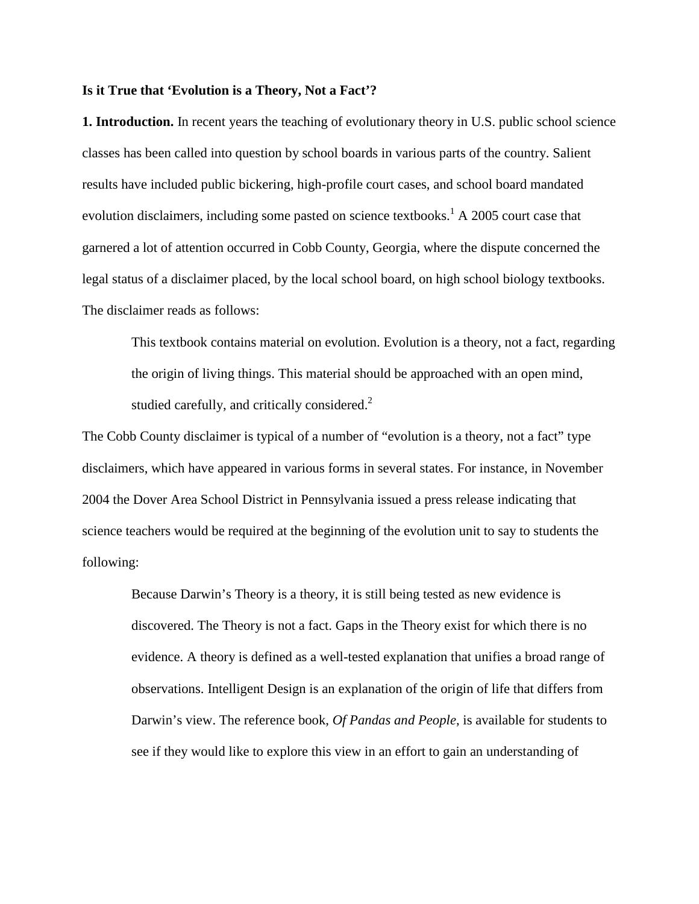**Is it True that 'Evolution is a Theory, Not a Fact'?**

**1. Introduction.** In recent years the teaching of evolutionary theory in U.S. public school science classes has been called into question by school boards in various parts of the country. Salient results have included public bickering, high-profile court cases, and school board mandated evolution disclaimers, including some pasted on science textbooks.[1] A 2005 court case that garnered a lot of attention occurred in Cobb County, Georgia, where the dispute concerned the legal status of a disclaimer placed, by the local school board, on high school biology textbooks. The disclaimer reads as follows:

> This textbook contains material on evolution. Evolution is a theory, not a fact, regarding the origin of living things. This material should be approached with an open mind, studied carefully, and critically considered.[2]

The Cobb County disclaimer is typical of a number of "evolution is a theory, not a fact" type disclaimers, which have appeared in various forms in several states. For instance, in November 2004 the Dover Area School District in Pennsylvania issued a press release indicating that science teachers would be required at the beginning of the evolution unit to say to students the following:

> Because Darwin's Theory is a theory, it is still being tested as new evidence is discovered. The Theory is not a fact. Gaps in the Theory exist for which there is no evidence. A theory is defined as a well-tested explanation that unifies a broad range of observations. Intelligent Design is an explanation of the origin of life that differs from Darwin's view. The reference book, *Of Pandas and People*, is available for students to see if they would like to explore this view in an effort to gain an understanding of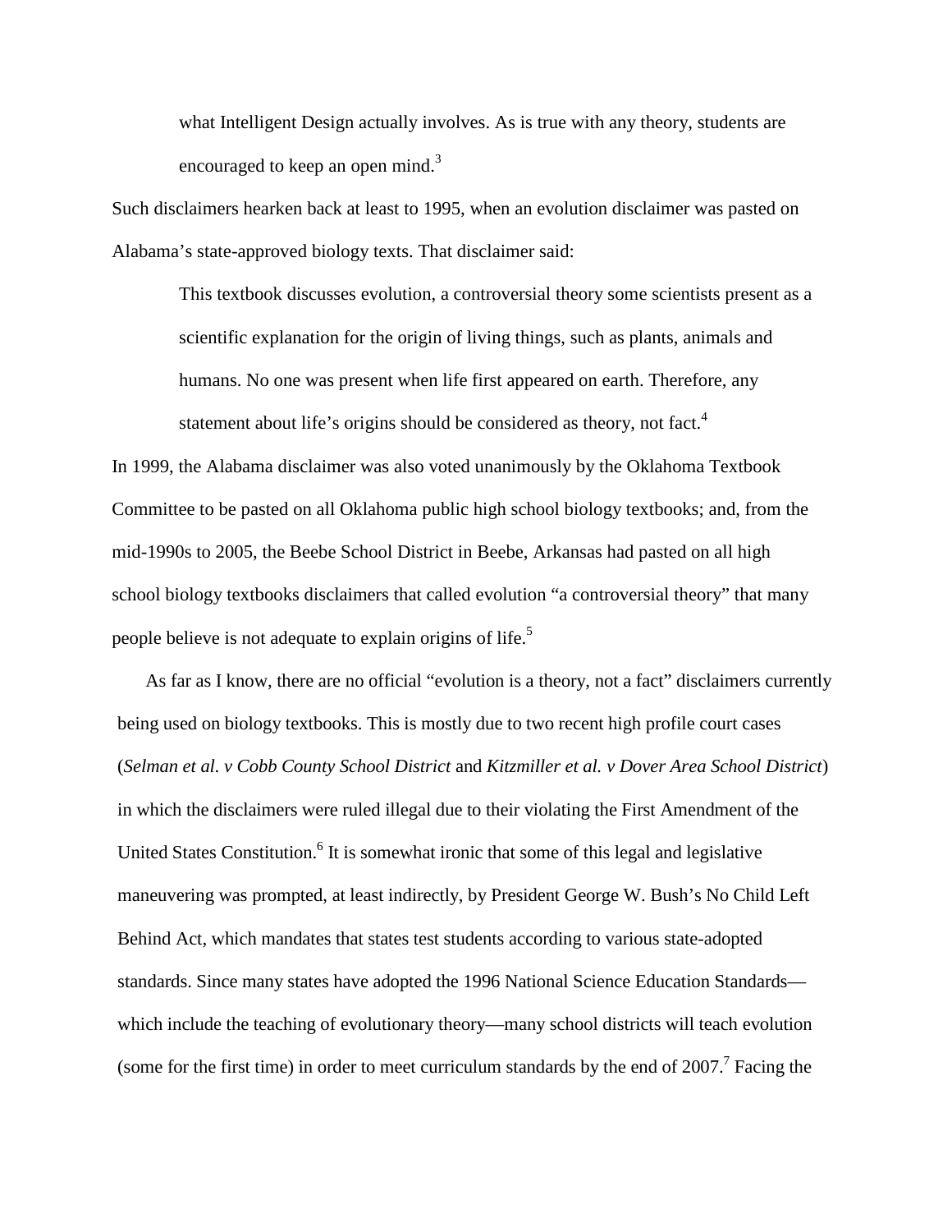> what Intelligent Design actually involves. As is true with any theory, students are encouraged to keep an open mind.[3]

Such disclaimers hearken back at least to 1995, when an evolution disclaimer was pasted on Alabama's state-approved biology texts. That disclaimer said:

> This textbook discusses evolution, a controversial theory some scientists present as a scientific explanation for the origin of living things, such as plants, animals and humans. No one was present when life first appeared on earth. Therefore, any statement about life's origins should be considered as theory, not fact.[4]

In 1999, the Alabama disclaimer was also voted unanimously by the Oklahoma Textbook Committee to be pasted on all Oklahoma public high school biology textbooks; and, from the mid-1990s to 2005, the Beebe School District in Beebe, Arkansas had pasted on all high school biology textbooks disclaimers that called evolution "a controversial theory" that many people believe is not adequate to explain origins of life.[5]

As far as I know, there are no official "evolution is a theory, not a fact" disclaimers currently being used on biology textbooks. This is mostly due to two recent high profile court cases (*Selman et al. v Cobb County School District* and *Kitzmiller et al. v Dover Area School District*) in which the disclaimers were ruled illegal due to their violating the First Amendment of the United States Constitution.[6] It is somewhat ironic that some of this legal and legislative maneuvering was prompted, at least indirectly, by President George W. Bush's No Child Left Behind Act, which mandates that states test students according to various state-adopted standards. Since many states have adopted the 1996 National Science Education Standards—which include the teaching of evolutionary theory—many school districts will teach evolution (some for the first time) in order to meet curriculum standards by the end of 2007.[7] Facing the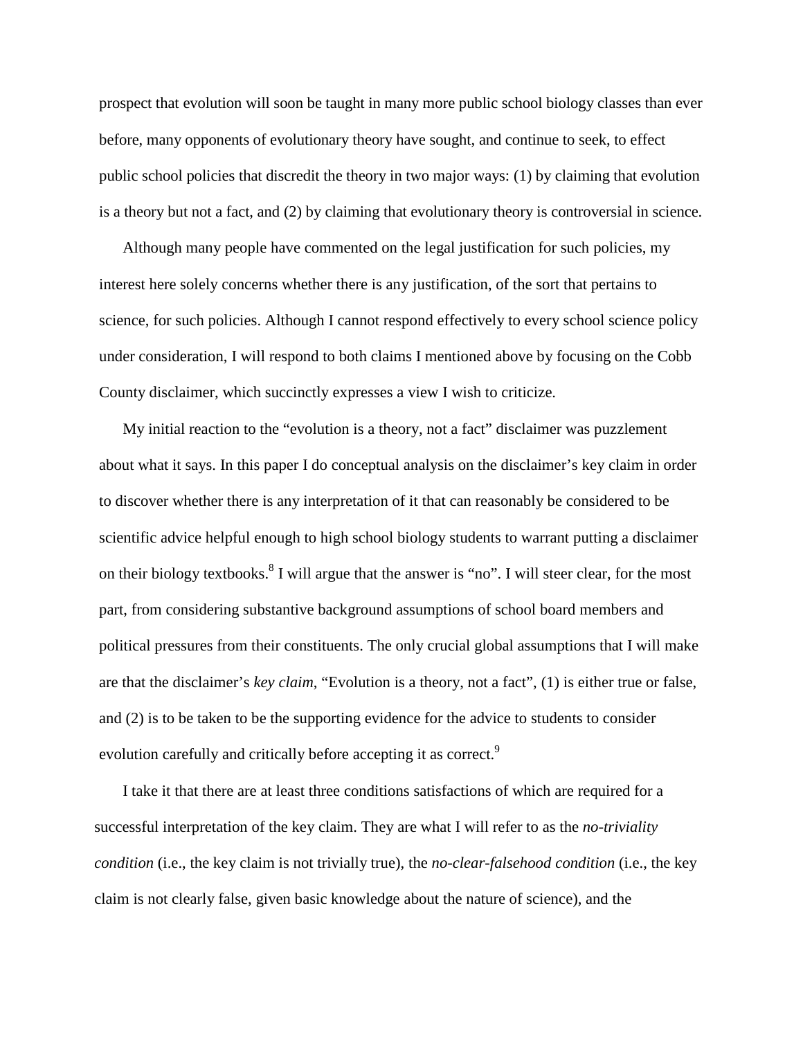prospect that evolution will soon be taught in many more public school biology classes than ever before, many opponents of evolutionary theory have sought, and continue to seek, to effect public school policies that discredit the theory in two major ways: (1) by claiming that evolution is a theory but not a fact, and (2) by claiming that evolutionary theory is controversial in science.

Although many people have commented on the legal justification for such policies, my interest here solely concerns whether there is any justification, of the sort that pertains to science, for such policies. Although I cannot respond effectively to every school science policy under consideration, I will respond to both claims I mentioned above by focusing on the Cobb County disclaimer, which succinctly expresses a view I wish to criticize.

My initial reaction to the "evolution is a theory, not a fact" disclaimer was puzzlement about what it says. In this paper I do conceptual analysis on the disclaimer's key claim in order to discover whether there is any interpretation of it that can reasonably be considered to be scientific advice helpful enough to high school biology students to warrant putting a disclaimer on their biology textbooks.[8] I will argue that the answer is "no". I will steer clear, for the most part, from considering substantive background assumptions of school board members and political pressures from their constituents. The only crucial global assumptions that I will make are that the disclaimer's *key claim*, "Evolution is a theory, not a fact", (1) is either true or false, and (2) is to be taken to be the supporting evidence for the advice to students to consider evolution carefully and critically before accepting it as correct.[9]

I take it that there are at least three conditions satisfactions of which are required for a successful interpretation of the key claim. They are what I will refer to as the *no-triviality condition* (i.e., the key claim is not trivially true), the *no-clear-falsehood condition* (i.e., the key claim is not clearly false, given basic knowledge about the nature of science), and the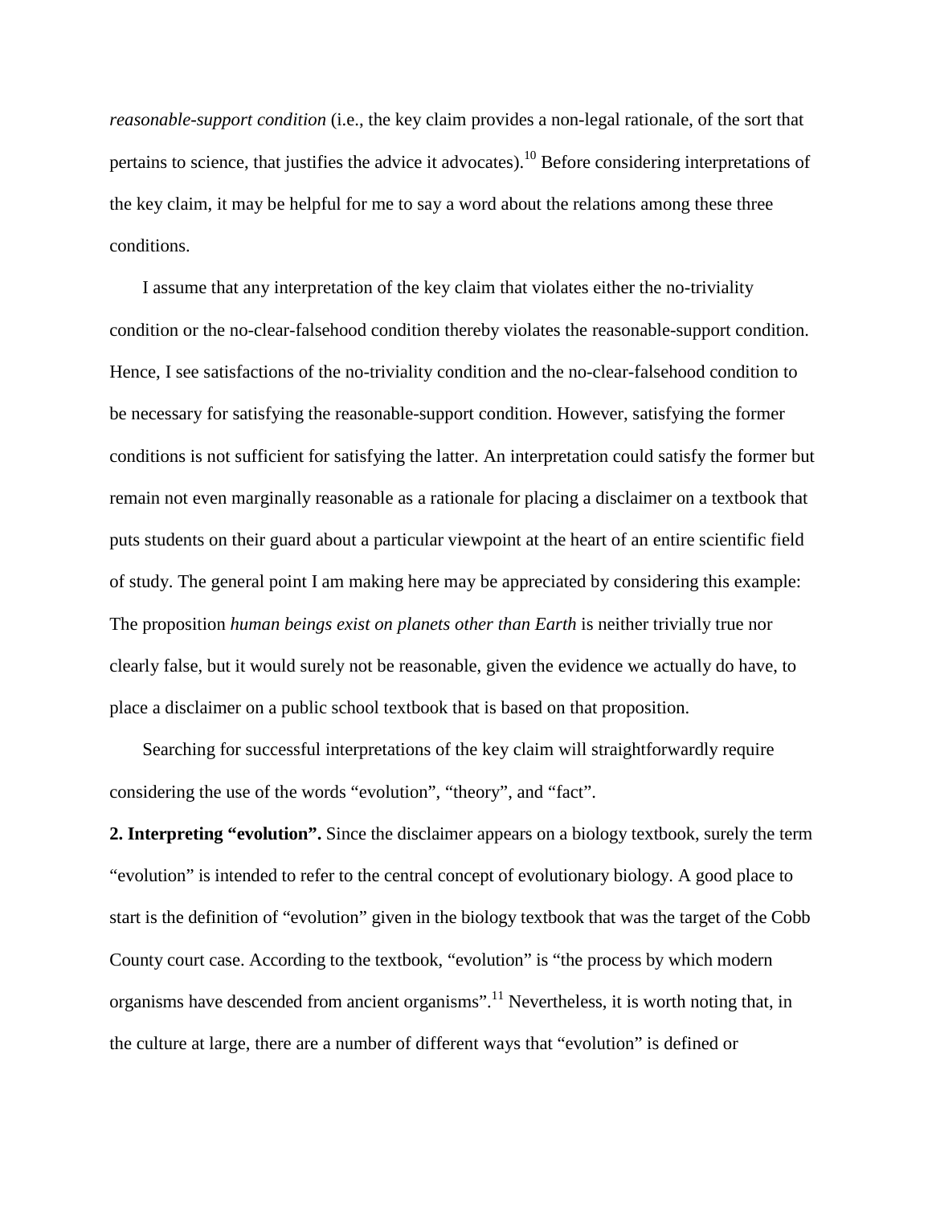*reasonable-support condition* (i.e., the key claim provides a non-legal rationale, of the sort that pertains to science, that justifies the advice it advocates).[10] Before considering interpretations of the key claim, it may be helpful for me to say a word about the relations among these three conditions.

I assume that any interpretation of the key claim that violates either the no-triviality condition or the no-clear-falsehood condition thereby violates the reasonable-support condition. Hence, I see satisfactions of the no-triviality condition and the no-clear-falsehood condition to be necessary for satisfying the reasonable-support condition. However, satisfying the former conditions is not sufficient for satisfying the latter. An interpretation could satisfy the former but remain not even marginally reasonable as a rationale for placing a disclaimer on a textbook that puts students on their guard about a particular viewpoint at the heart of an entire scientific field of study. The general point I am making here may be appreciated by considering this example: The proposition *human beings exist on planets other than Earth* is neither trivially true nor clearly false, but it would surely not be reasonable, given the evidence we actually do have, to place a disclaimer on a public school textbook that is based on that proposition.

Searching for successful interpretations of the key claim will straightforwardly require considering the use of the words "evolution", "theory", and "fact".

**2. Interpreting "evolution".** Since the disclaimer appears on a biology textbook, surely the term "evolution" is intended to refer to the central concept of evolutionary biology. A good place to start is the definition of "evolution" given in the biology textbook that was the target of the Cobb County court case. According to the textbook, "evolution" is "the process by which modern organisms have descended from ancient organisms".[11] Nevertheless, it is worth noting that, in the culture at large, there are a number of different ways that "evolution" is defined or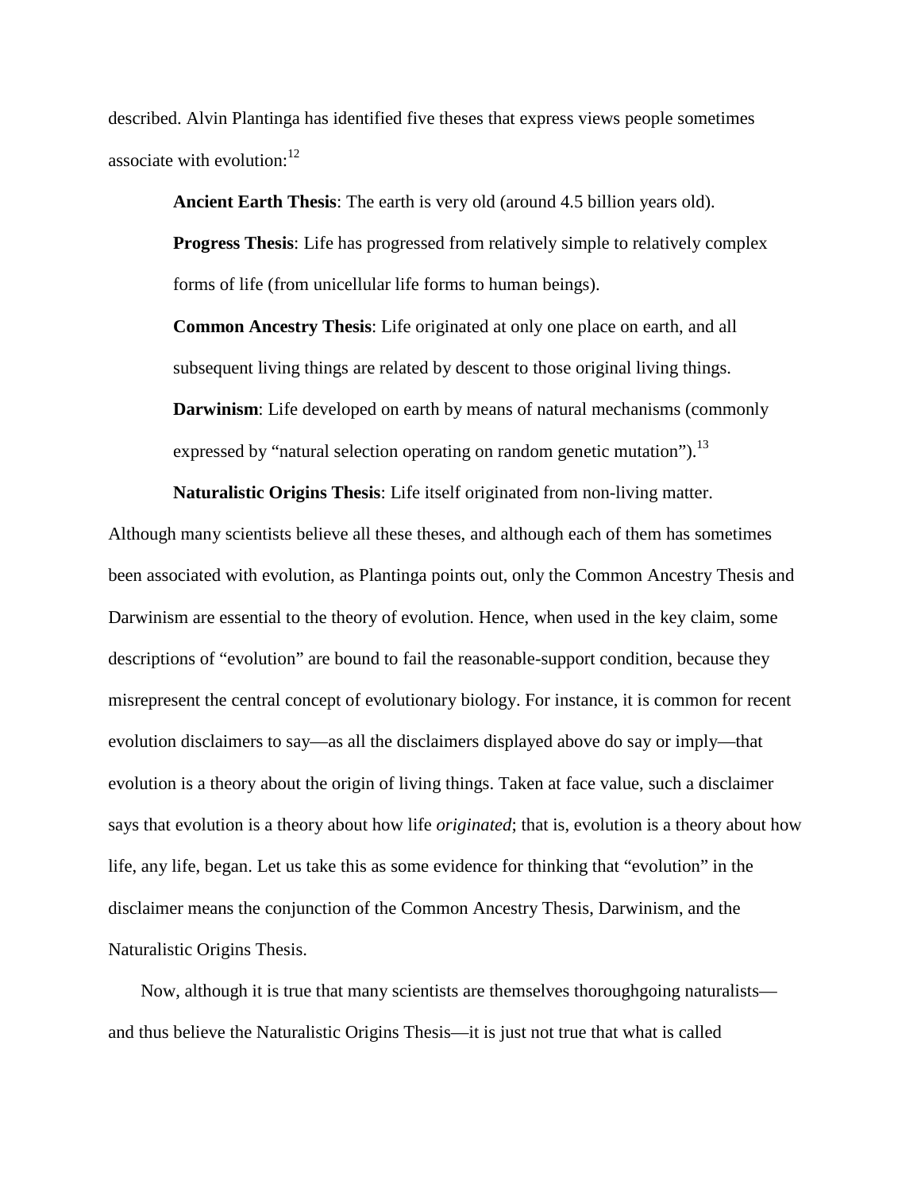described. Alvin Plantinga has identified five theses that express views people sometimes associate with evolution:[12]

> **Ancient Earth Thesis**: The earth is very old (around 4.5 billion years old).
>
> **Progress Thesis**: Life has progressed from relatively simple to relatively complex forms of life (from unicellular life forms to human beings).
>
> **Common Ancestry Thesis**: Life originated at only one place on earth, and all subsequent living things are related by descent to those original living things.
>
> **Darwinism**: Life developed on earth by means of natural mechanisms (commonly expressed by "natural selection operating on random genetic mutation").[13]
>
> **Naturalistic Origins Thesis**: Life itself originated from non-living matter.

Although many scientists believe all these theses, and although each of them has sometimes been associated with evolution, as Plantinga points out, only the Common Ancestry Thesis and Darwinism are essential to the theory of evolution. Hence, when used in the key claim, some descriptions of "evolution" are bound to fail the reasonable-support condition, because they misrepresent the central concept of evolutionary biology. For instance, it is common for recent evolution disclaimers to say—as all the disclaimers displayed above do say or imply—that evolution is a theory about the origin of living things. Taken at face value, such a disclaimer says that evolution is a theory about how life *originated*; that is, evolution is a theory about how life, any life, began. Let us take this as some evidence for thinking that "evolution" in the disclaimer means the conjunction of the Common Ancestry Thesis, Darwinism, and the Naturalistic Origins Thesis.

Now, although it is true that many scientists are themselves thoroughgoing naturalists—and thus believe the Naturalistic Origins Thesis—it is just not true that what is called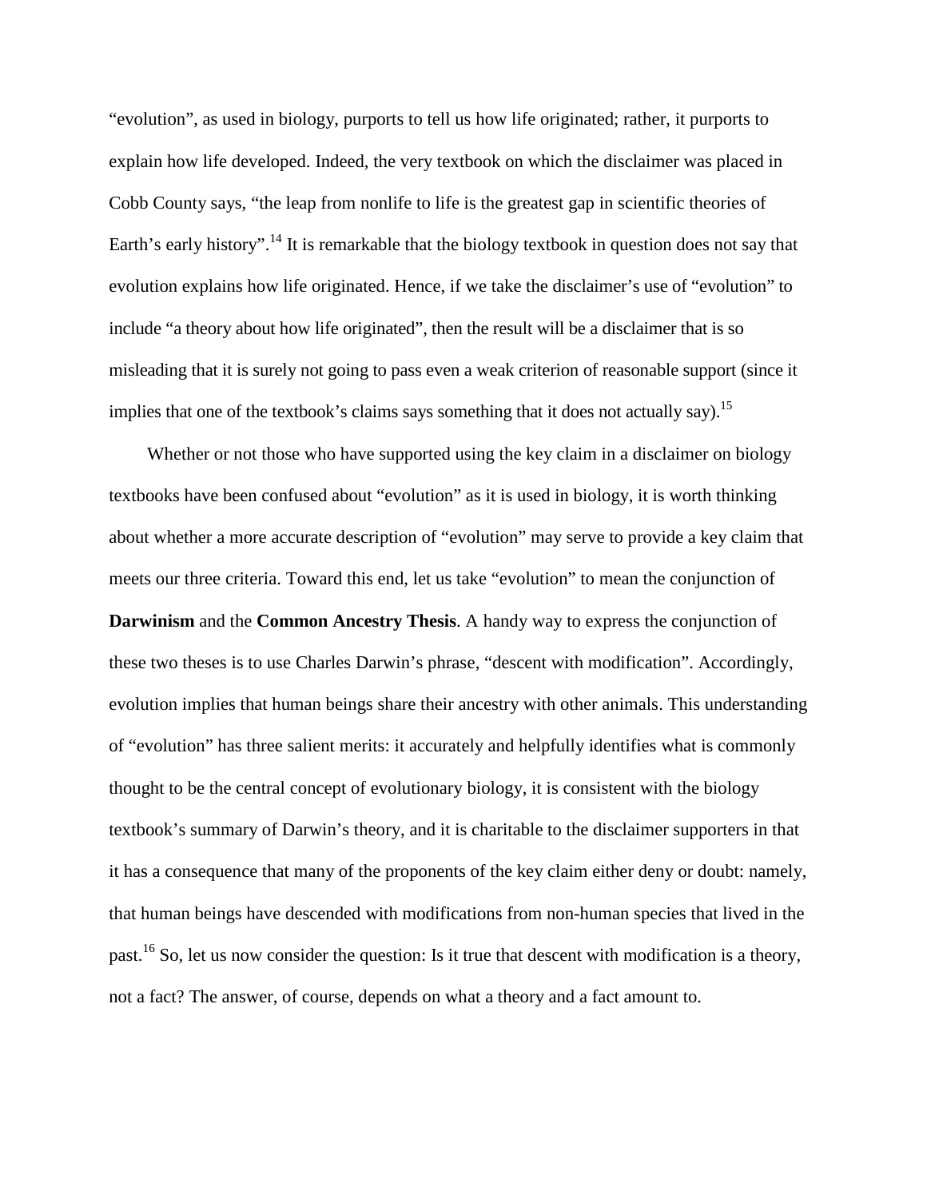"evolution", as used in biology, purports to tell us how life originated; rather, it purports to explain how life developed. Indeed, the very textbook on which the disclaimer was placed in Cobb County says, "the leap from nonlife to life is the greatest gap in scientific theories of Earth's early history".[14] It is remarkable that the biology textbook in question does not say that evolution explains how life originated. Hence, if we take the disclaimer's use of "evolution" to include "a theory about how life originated", then the result will be a disclaimer that is so misleading that it is surely not going to pass even a weak criterion of reasonable support (since it implies that one of the textbook's claims says something that it does not actually say).[15]

Whether or not those who have supported using the key claim in a disclaimer on biology textbooks have been confused about "evolution" as it is used in biology, it is worth thinking about whether a more accurate description of "evolution" may serve to provide a key claim that meets our three criteria. Toward this end, let us take "evolution" to mean the conjunction of **Darwinism** and the **Common Ancestry Thesis**. A handy way to express the conjunction of these two theses is to use Charles Darwin's phrase, "descent with modification". Accordingly, evolution implies that human beings share their ancestry with other animals. This understanding of "evolution" has three salient merits: it accurately and helpfully identifies what is commonly thought to be the central concept of evolutionary biology, it is consistent with the biology textbook's summary of Darwin's theory, and it is charitable to the disclaimer supporters in that it has a consequence that many of the proponents of the key claim either deny or doubt: namely, that human beings have descended with modifications from non-human species that lived in the past.[16] So, let us now consider the question: Is it true that descent with modification is a theory, not a fact? The answer, of course, depends on what a theory and a fact amount to.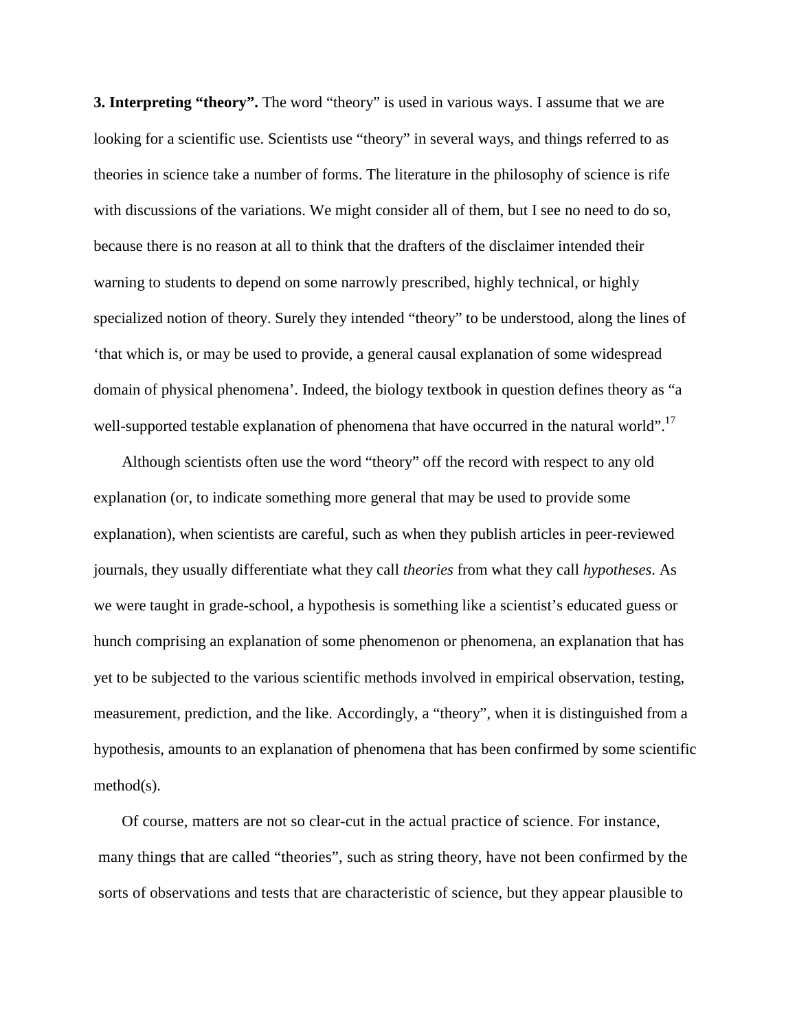**3. Interpreting "theory".** The word "theory" is used in various ways. I assume that we are looking for a scientific use. Scientists use "theory" in several ways, and things referred to as theories in science take a number of forms. The literature in the philosophy of science is rife with discussions of the variations. We might consider all of them, but I see no need to do so, because there is no reason at all to think that the drafters of the disclaimer intended their warning to students to depend on some narrowly prescribed, highly technical, or highly specialized notion of theory. Surely they intended "theory" to be understood, along the lines of 'that which is, or may be used to provide, a general causal explanation of some widespread domain of physical phenomena'. Indeed, the biology textbook in question defines theory as "a well-supported testable explanation of phenomena that have occurred in the natural world".[17]

Although scientists often use the word "theory" off the record with respect to any old explanation (or, to indicate something more general that may be used to provide some explanation), when scientists are careful, such as when they publish articles in peer-reviewed journals, they usually differentiate what they call *theories* from what they call *hypotheses*. As we were taught in grade-school, a hypothesis is something like a scientist's educated guess or hunch comprising an explanation of some phenomenon or phenomena, an explanation that has yet to be subjected to the various scientific methods involved in empirical observation, testing, measurement, prediction, and the like. Accordingly, a "theory", when it is distinguished from a hypothesis, amounts to an explanation of phenomena that has been confirmed by some scientific method(s).

Of course, matters are not so clear-cut in the actual practice of science. For instance, many things that are called "theories", such as string theory, have not been confirmed by the sorts of observations and tests that are characteristic of science, but they appear plausible to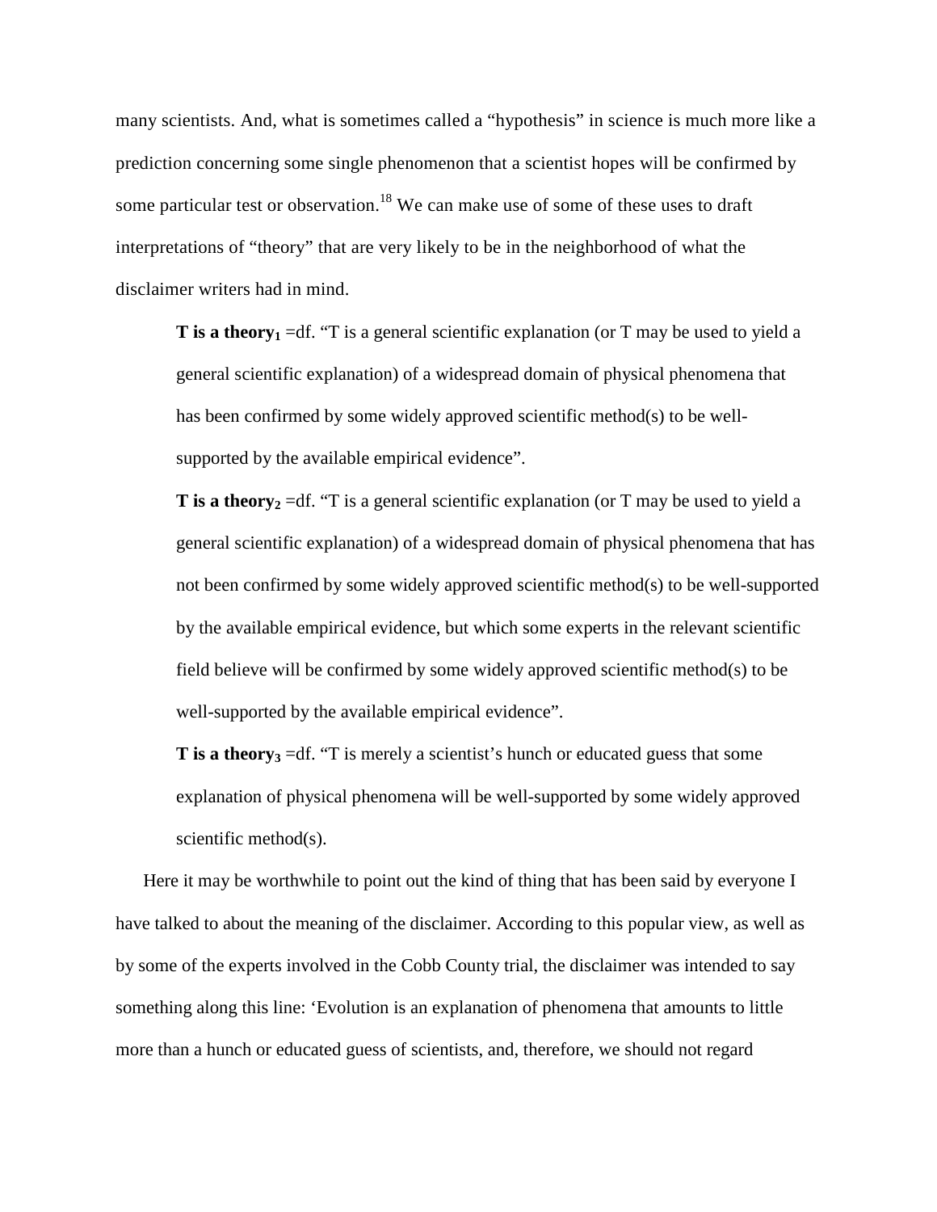many scientists. And, what is sometimes called a “hypothesis” in science is much more like a prediction concerning some single phenomenon that a scientist hopes will be confirmed by some particular test or observation.[18] We can make use of some of these uses to draft interpretations of “theory” that are very likely to be in the neighborhood of what the disclaimer writers had in mind.

> **T is a theory$_1$** =df. “T is a general scientific explanation (or T may be used to yield a general scientific explanation) of a widespread domain of physical phenomena that has been confirmed by some widely approved scientific method(s) to be well-supported by the available empirical evidence”.
>
> **T is a theory$_2$** =df. “T is a general scientific explanation (or T may be used to yield a general scientific explanation) of a widespread domain of physical phenomena that has not been confirmed by some widely approved scientific method(s) to be well-supported by the available empirical evidence, but which some experts in the relevant scientific field believe will be confirmed by some widely approved scientific method(s) to be well-supported by the available empirical evidence”.
>
> **T is a theory$_3$** =df. “T is merely a scientist’s hunch or educated guess that some explanation of physical phenomena will be well-supported by some widely approved scientific method(s).

Here it may be worthwhile to point out the kind of thing that has been said by everyone I have talked to about the meaning of the disclaimer. According to this popular view, as well as by some of the experts involved in the Cobb County trial, the disclaimer was intended to say something along this line: ‘Evolution is an explanation of phenomena that amounts to little more than a hunch or educated guess of scientists, and, therefore, we should not regard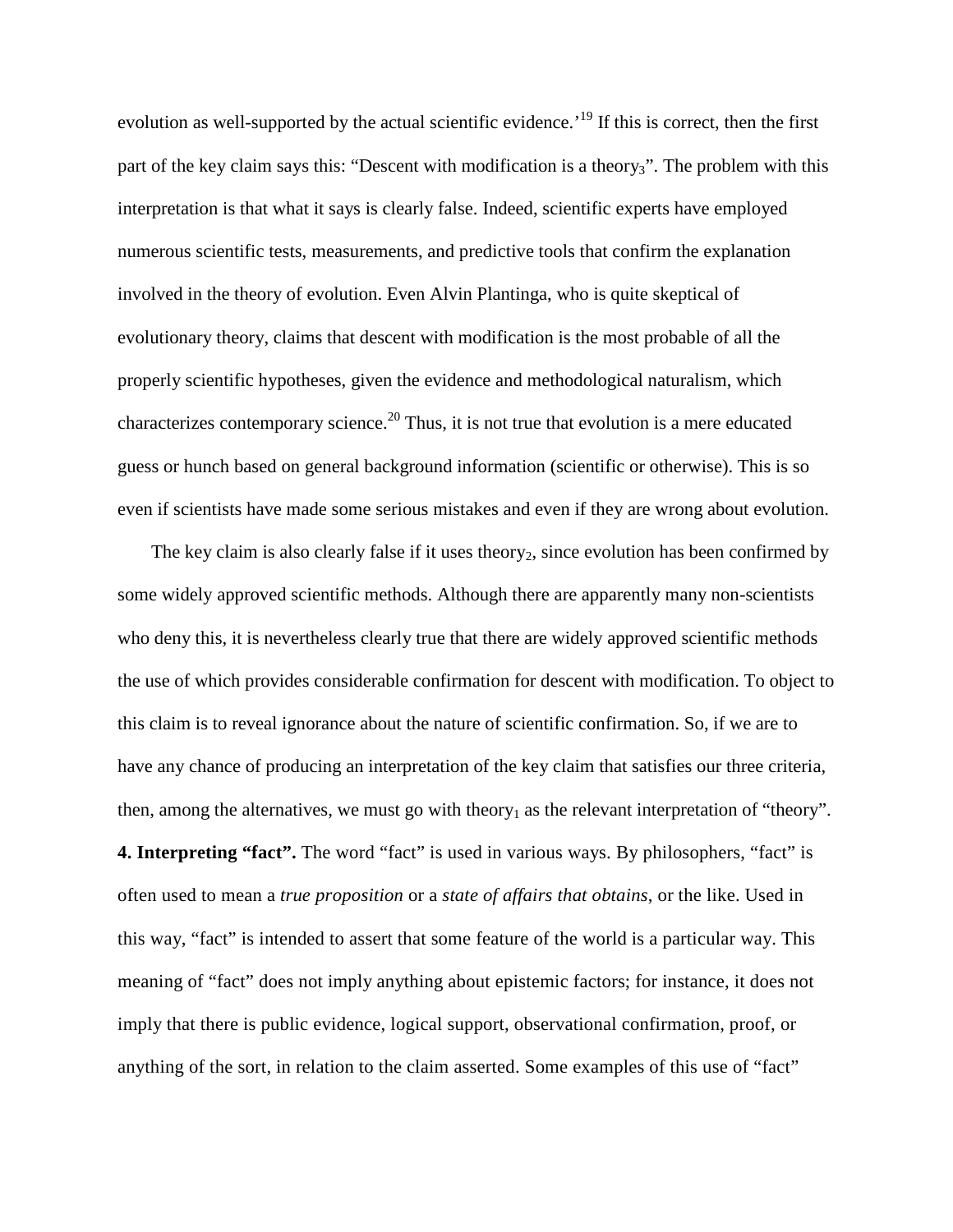evolution as well-supported by the actual scientific evidence.'[19] If this is correct, then the first part of the key claim says this: "Descent with modification is a theory$_3$". The problem with this interpretation is that what it says is clearly false. Indeed, scientific experts have employed numerous scientific tests, measurements, and predictive tools that confirm the explanation involved in the theory of evolution. Even Alvin Plantinga, who is quite skeptical of evolutionary theory, claims that descent with modification is the most probable of all the properly scientific hypotheses, given the evidence and methodological naturalism, which characterizes contemporary science.[20] Thus, it is not true that evolution is a mere educated guess or hunch based on general background information (scientific or otherwise). This is so even if scientists have made some serious mistakes and even if they are wrong about evolution.

The key claim is also clearly false if it uses theory$_2$, since evolution has been confirmed by some widely approved scientific methods. Although there are apparently many non-scientists who deny this, it is nevertheless clearly true that there are widely approved scientific methods the use of which provides considerable confirmation for descent with modification. To object to this claim is to reveal ignorance about the nature of scientific confirmation. So, if we are to have any chance of producing an interpretation of the key claim that satisfies our three criteria, then, among the alternatives, we must go with theory$_1$ as the relevant interpretation of "theory".

**4. Interpreting "fact".** The word "fact" is used in various ways. By philosophers, "fact" is often used to mean a *true proposition* or a *state of affairs that obtains*, or the like. Used in this way, "fact" is intended to assert that some feature of the world is a particular way. This meaning of "fact" does not imply anything about epistemic factors; for instance, it does not imply that there is public evidence, logical support, observational confirmation, proof, or anything of the sort, in relation to the claim asserted. Some examples of this use of "fact"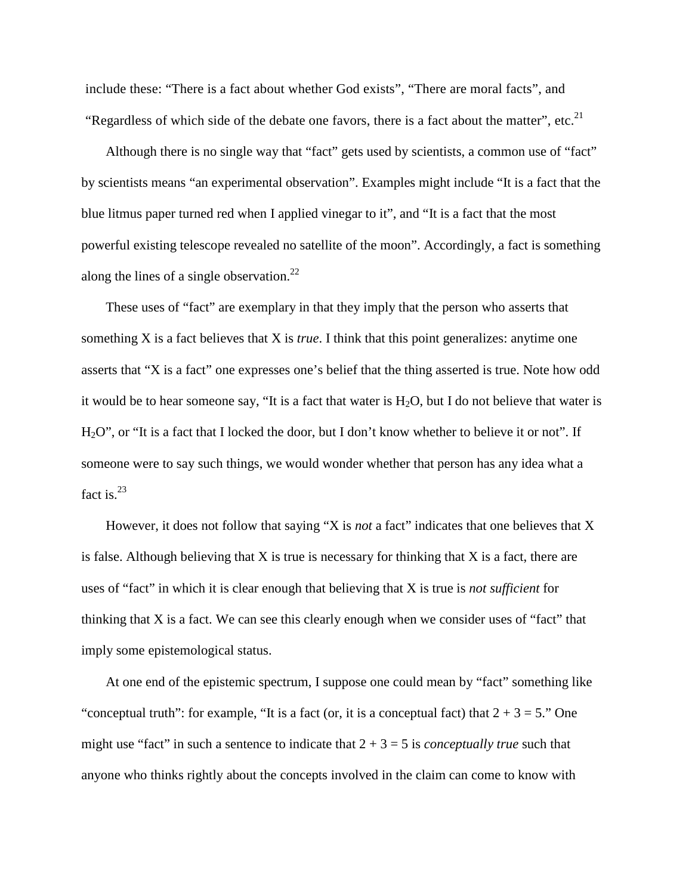include these: “There is a fact about whether God exists”, “There are moral facts”, and “Regardless of which side of the debate one favors, there is a fact about the matter”, etc.[21]

Although there is no single way that “fact” gets used by scientists, a common use of “fact” by scientists means “an experimental observation”. Examples might include “It is a fact that the blue litmus paper turned red when I applied vinegar to it”, and “It is a fact that the most powerful existing telescope revealed no satellite of the moon”. Accordingly, a fact is something along the lines of a single observation.[22]

These uses of “fact” are exemplary in that they imply that the person who asserts that something X is a fact believes that X is *true*. I think that this point generalizes: anytime one asserts that “X is a fact” one expresses one’s belief that the thing asserted is true. Note how odd it would be to hear someone say, “It is a fact that water is $H_2O$, but I do not believe that water is $H_2O$”, or “It is a fact that I locked the door, but I don’t know whether to believe it or not”. If someone were to say such things, we would wonder whether that person has any idea what a fact is.[23]

However, it does not follow that saying “X is *not* a fact” indicates that one believes that X is false. Although believing that X is true is necessary for thinking that X is a fact, there are uses of “fact” in which it is clear enough that believing that X is true is *not sufficient* for thinking that X is a fact. We can see this clearly enough when we consider uses of “fact” that imply some epistemological status.

At one end of the epistemic spectrum, I suppose one could mean by “fact” something like “conceptual truth”: for example, “It is a fact (or, it is a conceptual fact) that $2 + 3 = 5$.” One might use “fact” in such a sentence to indicate that $2 + 3 = 5$ is *conceptually true* such that anyone who thinks rightly about the concepts involved in the claim can come to know with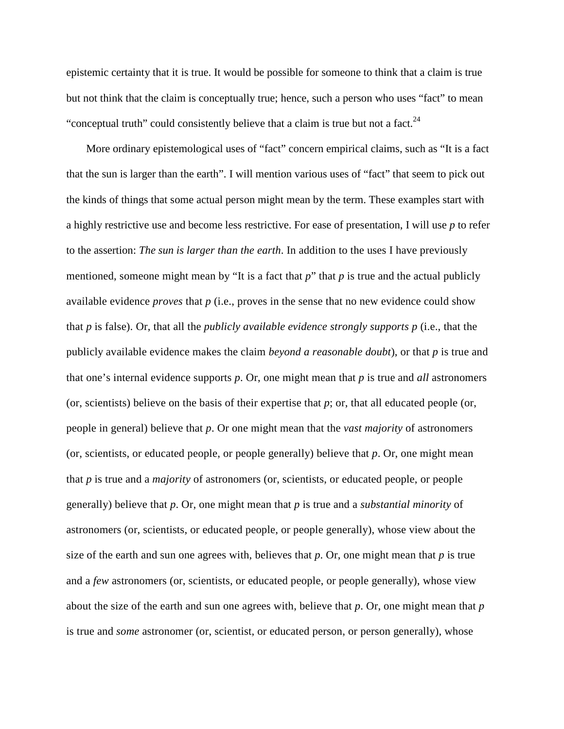epistemic certainty that it is true. It would be possible for someone to think that a claim is true but not think that the claim is conceptually true; hence, such a person who uses "fact" to mean "conceptual truth" could consistently believe that a claim is true but not a fact.[24]

More ordinary epistemological uses of "fact" concern empirical claims, such as "It is a fact that the sun is larger than the earth". I will mention various uses of "fact" that seem to pick out the kinds of things that some actual person might mean by the term. These examples start with a highly restrictive use and become less restrictive. For ease of presentation, I will use *p* to refer to the assertion: *The sun is larger than the earth*. In addition to the uses I have previously mentioned, someone might mean by "It is a fact that *p*" that *p* is true and the actual publicly available evidence *proves* that *p* (i.e., proves in the sense that no new evidence could show that *p* is false). Or, that all the *publicly available evidence strongly supports p* (i.e., that the publicly available evidence makes the claim *beyond a reasonable doubt*), or that *p* is true and that one's internal evidence supports *p*. Or, one might mean that *p* is true and *all* astronomers (or, scientists) believe on the basis of their expertise that *p*; or, that all educated people (or, people in general) believe that *p*. Or one might mean that the *vast majority* of astronomers (or, scientists, or educated people, or people generally) believe that *p*. Or, one might mean that *p* is true and a *majority* of astronomers (or, scientists, or educated people, or people generally) believe that *p*. Or, one might mean that *p* is true and a *substantial minority* of astronomers (or, scientists, or educated people, or people generally), whose view about the size of the earth and sun one agrees with, believes that *p*. Or, one might mean that *p* is true and a *few* astronomers (or, scientists, or educated people, or people generally), whose view about the size of the earth and sun one agrees with, believe that *p*. Or, one might mean that *p* is true and *some* astronomer (or, scientist, or educated person, or person generally), whose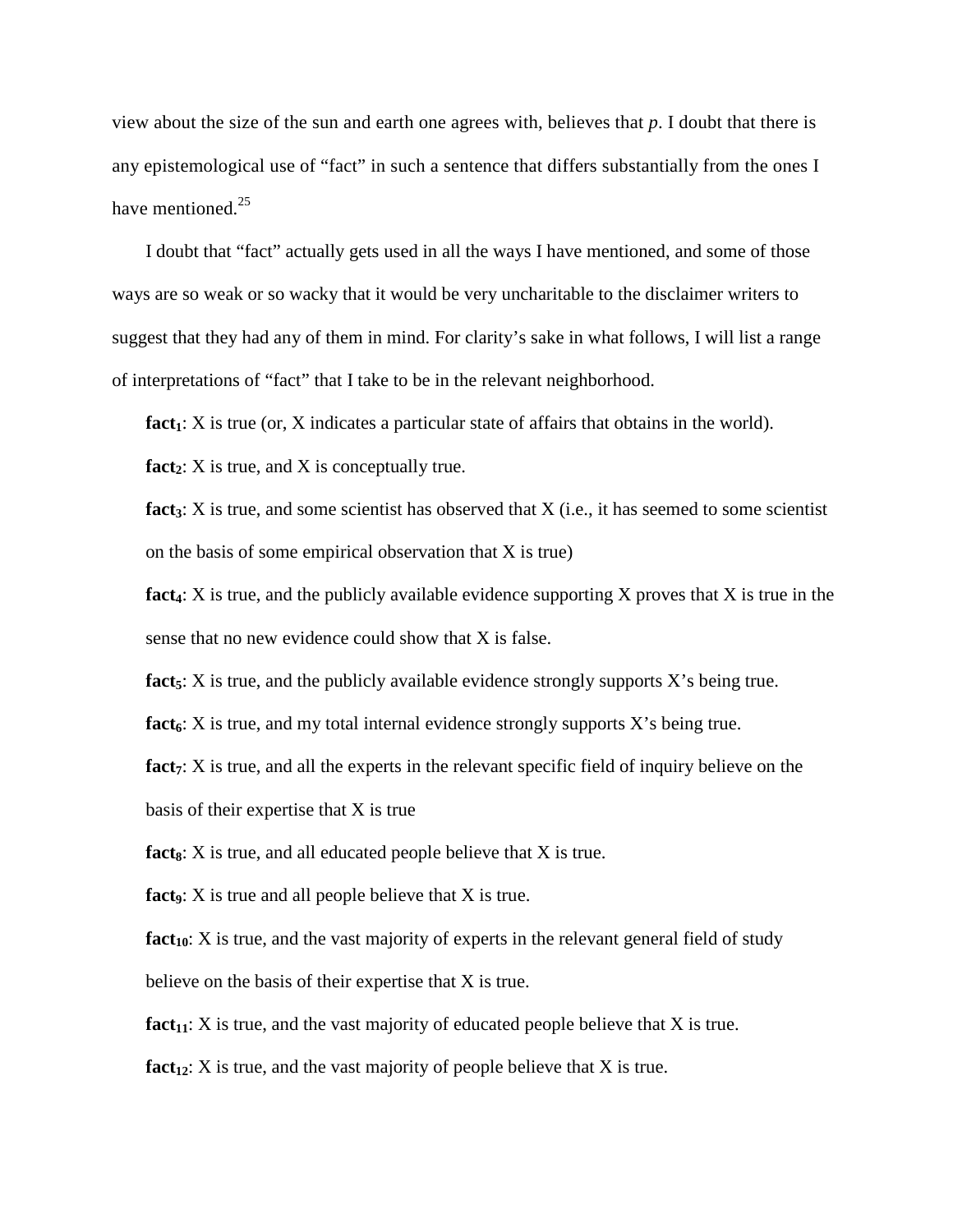view about the size of the sun and earth one agrees with, believes that *p*. I doubt that there is any epistemological use of "fact" in such a sentence that differs substantially from the ones I have mentioned.[25]

I doubt that "fact" actually gets used in all the ways I have mentioned, and some of those ways are so weak or so wacky that it would be very uncharitable to the disclaimer writers to suggest that they had any of them in mind. For clarity's sake in what follows, I will list a range of interpretations of "fact" that I take to be in the relevant neighborhood.

**fact$_1$**: X is true (or, X indicates a particular state of affairs that obtains in the world).

**fact$_2$**: X is true, and X is conceptually true.

**fact$_3$**: X is true, and some scientist has observed that X (i.e., it has seemed to some scientist on the basis of some empirical observation that X is true)

**fact$_4$**: X is true, and the publicly available evidence supporting X proves that X is true in the sense that no new evidence could show that X is false.

**fact$_5$**: X is true, and the publicly available evidence strongly supports X's being true.

**fact$_6$**: X is true, and my total internal evidence strongly supports X's being true.

**fact$_7$**: X is true, and all the experts in the relevant specific field of inquiry believe on the basis of their expertise that X is true

**fact$_8$**: X is true, and all educated people believe that X is true.

**fact$_9$**: X is true and all people believe that X is true.

**fact$_{10}$**: X is true, and the vast majority of experts in the relevant general field of study believe on the basis of their expertise that X is true.

**fact$_{11}$**: X is true, and the vast majority of educated people believe that X is true.

**fact$_{12}$**: X is true, and the vast majority of people believe that X is true.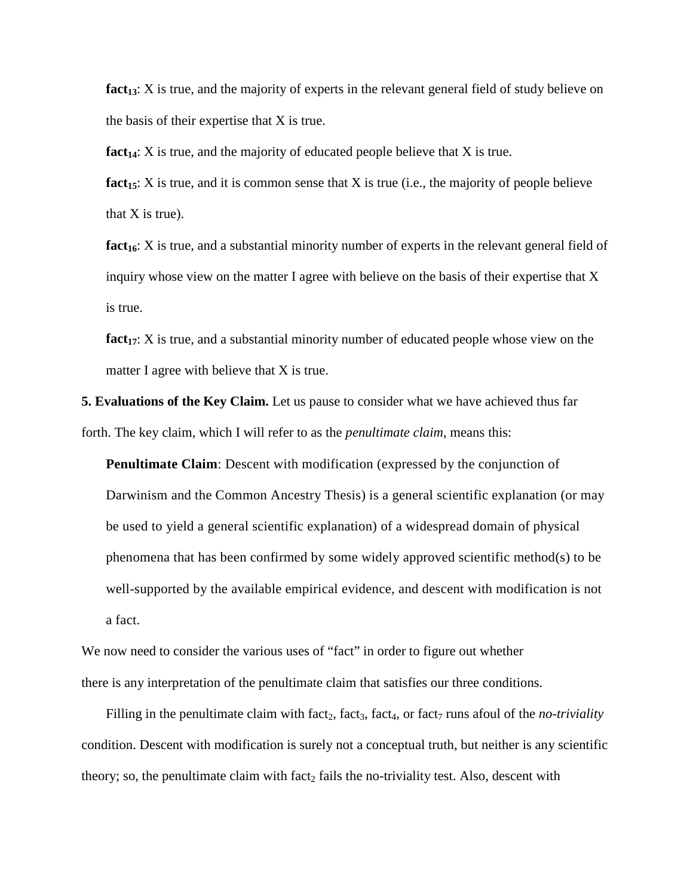**fact$_{13}$**: X is true, and the majority of experts in the relevant general field of study believe on the basis of their expertise that X is true.

**fact$_{14}$**: X is true, and the majority of educated people believe that X is true.

**fact$_{15}$**: X is true, and it is common sense that X is true (i.e., the majority of people believe that X is true).

**fact$_{16}$**: X is true, and a substantial minority number of experts in the relevant general field of inquiry whose view on the matter I agree with believe on the basis of their expertise that X is true.

**fact$_{17}$**: X is true, and a substantial minority number of educated people whose view on the matter I agree with believe that X is true.

**5. Evaluations of the Key Claim.** Let us pause to consider what we have achieved thus far forth. The key claim, which I will refer to as the *penultimate claim*, means this:

**Penultimate Claim**: Descent with modification (expressed by the conjunction of Darwinism and the Common Ancestry Thesis) is a general scientific explanation (or may be used to yield a general scientific explanation) of a widespread domain of physical phenomena that has been confirmed by some widely approved scientific method(s) to be well-supported by the available empirical evidence, and descent with modification is not a fact.

We now need to consider the various uses of "fact" in order to figure out whether there is any interpretation of the penultimate claim that satisfies our three conditions.

Filling in the penultimate claim with fact$_2$, fact$_3$, fact$_4$, or fact$_7$ runs afoul of the *no-triviality* condition. Descent with modification is surely not a conceptual truth, but neither is any scientific theory; so, the penultimate claim with fact$_2$ fails the no-triviality test. Also, descent with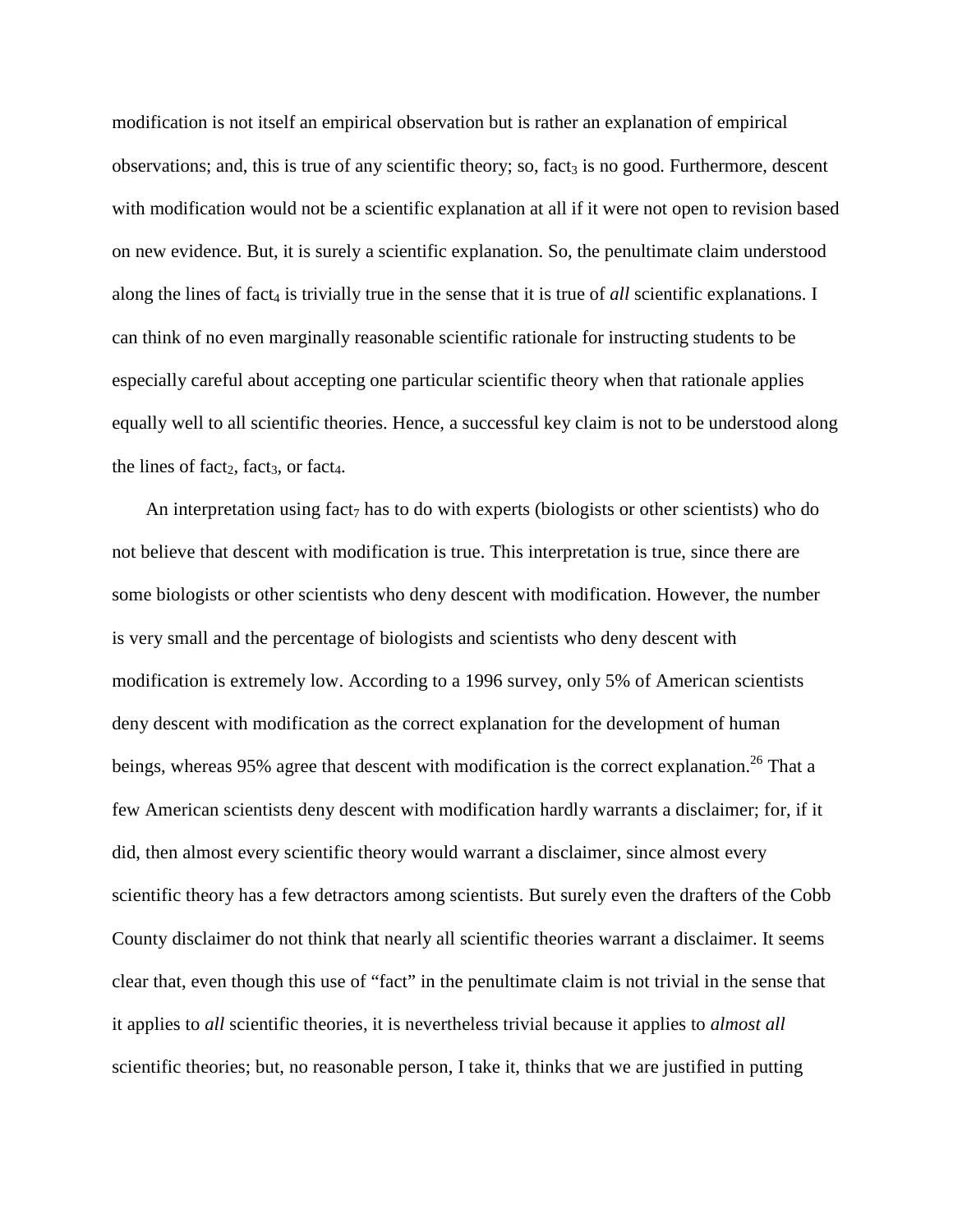modification is not itself an empirical observation but is rather an explanation of empirical observations; and, this is true of any scientific theory; so, $fact_3$ is no good. Furthermore, descent with modification would not be a scientific explanation at all if it were not open to revision based on new evidence. But, it is surely a scientific explanation. So, the penultimate claim understood along the lines of $fact_4$ is trivially true in the sense that it is true of *all* scientific explanations. I can think of no even marginally reasonable scientific rationale for instructing students to be especially careful about accepting one particular scientific theory when that rationale applies equally well to all scientific theories. Hence, a successful key claim is not to be understood along the lines of $fact_2$, $fact_3$, or $fact_4$.

An interpretation using $fact_7$ has to do with experts (biologists or other scientists) who do not believe that descent with modification is true. This interpretation is true, since there are some biologists or other scientists who deny descent with modification. However, the number is very small and the percentage of biologists and scientists who deny descent with modification is extremely low. According to a 1996 survey, only 5% of American scientists deny descent with modification as the correct explanation for the development of human beings, whereas 95% agree that descent with modification is the correct explanation.[26] That a few American scientists deny descent with modification hardly warrants a disclaimer; for, if it did, then almost every scientific theory would warrant a disclaimer, since almost every scientific theory has a few detractors among scientists. But surely even the drafters of the Cobb County disclaimer do not think that nearly all scientific theories warrant a disclaimer. It seems clear that, even though this use of "fact" in the penultimate claim is not trivial in the sense that it applies to *all* scientific theories, it is nevertheless trivial because it applies to *almost all* scientific theories; but, no reasonable person, I take it, thinks that we are justified in putting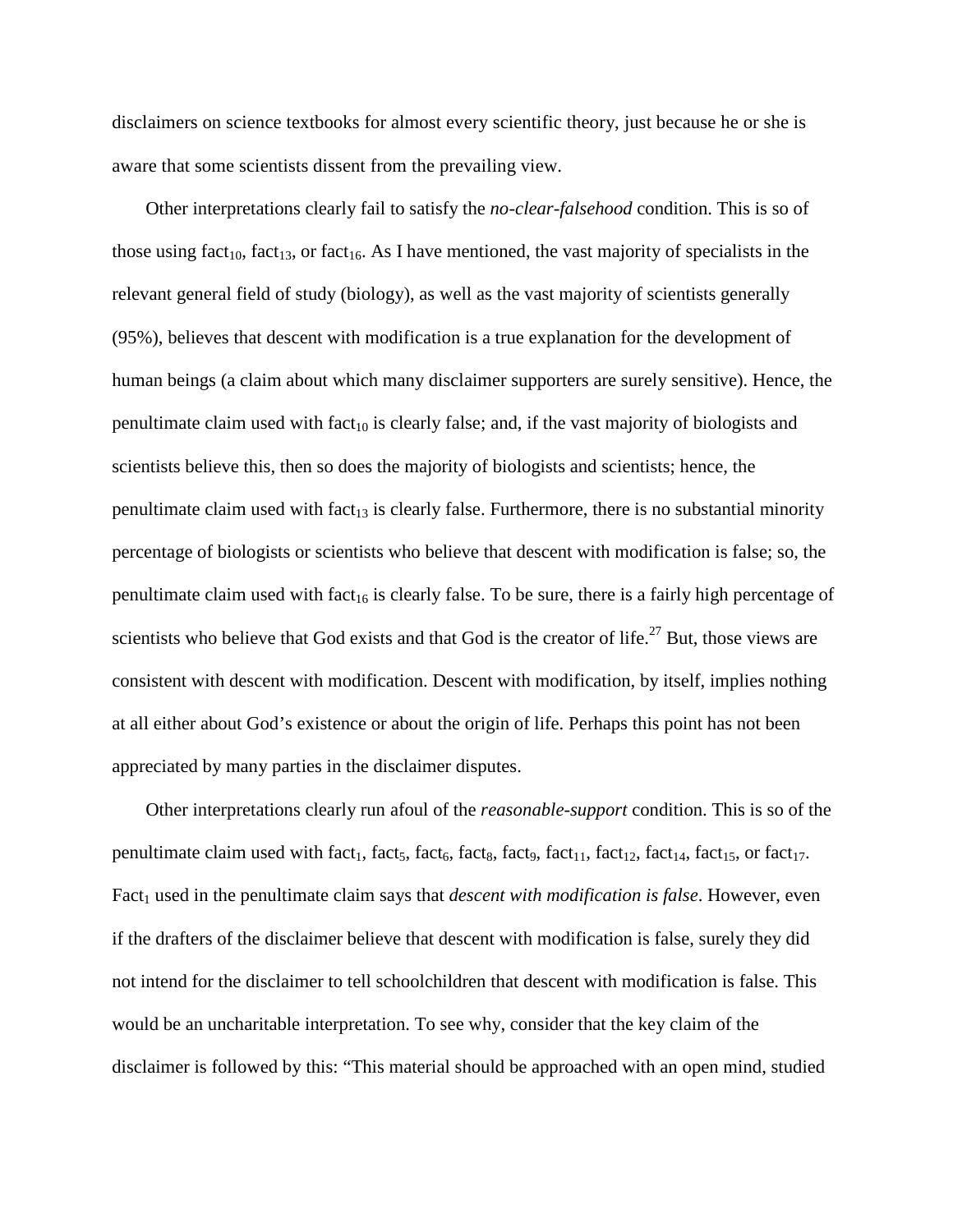disclaimers on science textbooks for almost every scientific theory, just because he or she is aware that some scientists dissent from the prevailing view.

Other interpretations clearly fail to satisfy the *no-clear-falsehood* condition. This is so of those using $fact_{10}$, $fact_{13}$, or $fact_{16}$. As I have mentioned, the vast majority of specialists in the relevant general field of study (biology), as well as the vast majority of scientists generally (95%), believes that descent with modification is a true explanation for the development of human beings (a claim about which many disclaimer supporters are surely sensitive). Hence, the penultimate claim used with $fact_{10}$ is clearly false; and, if the vast majority of biologists and scientists believe this, then so does the majority of biologists and scientists; hence, the penultimate claim used with $fact_{13}$ is clearly false. Furthermore, there is no substantial minority percentage of biologists or scientists who believe that descent with modification is false; so, the penultimate claim used with $fact_{16}$ is clearly false. To be sure, there is a fairly high percentage of scientists who believe that God exists and that God is the creator of life.[27] But, those views are consistent with descent with modification. Descent with modification, by itself, implies nothing at all either about God's existence or about the origin of life. Perhaps this point has not been appreciated by many parties in the disclaimer disputes.

Other interpretations clearly run afoul of the *reasonable-support* condition. This is so of the penultimate claim used with $fact_1$, $fact_5$, $fact_6$, $fact_8$, $fact_9$, $fact_{11}$, $fact_{12}$, $fact_{14}$, $fact_{15}$, or $fact_{17}$. $Fact_1$ used in the penultimate claim says that *descent with modification is false*. However, even if the drafters of the disclaimer believe that descent with modification is false, surely they did not intend for the disclaimer to tell schoolchildren that descent with modification is false. This would be an uncharitable interpretation. To see why, consider that the key claim of the disclaimer is followed by this: "This material should be approached with an open mind, studied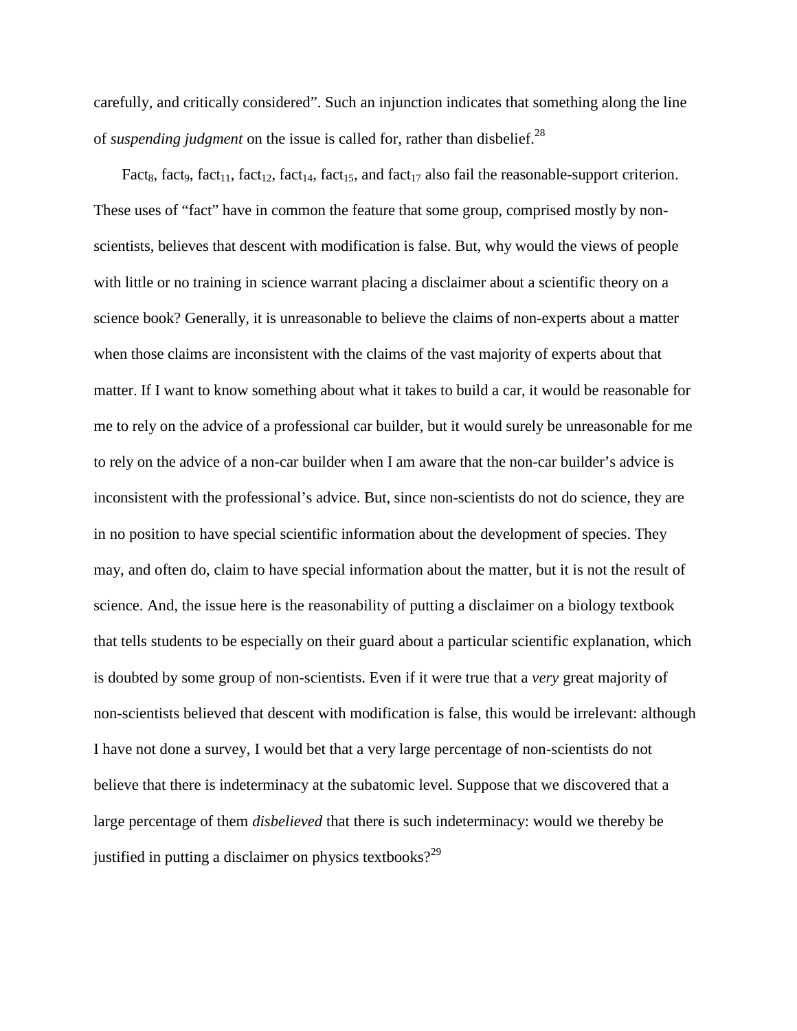carefully, and critically considered". Such an injunction indicates that something along the line of *suspending judgment* on the issue is called for, rather than disbelief.[28]

Fact$_8$, fact$_9$, fact$_{11}$, fact$_{12}$, fact$_{14}$, fact$_{15}$, and fact$_{17}$ also fail the reasonable-support criterion. These uses of "fact" have in common the feature that some group, comprised mostly by non-scientists, believes that descent with modification is false. But, why would the views of people with little or no training in science warrant placing a disclaimer about a scientific theory on a science book? Generally, it is unreasonable to believe the claims of non-experts about a matter when those claims are inconsistent with the claims of the vast majority of experts about that matter. If I want to know something about what it takes to build a car, it would be reasonable for me to rely on the advice of a professional car builder, but it would surely be unreasonable for me to rely on the advice of a non-car builder when I am aware that the non-car builder's advice is inconsistent with the professional's advice. But, since non-scientists do not do science, they are in no position to have special scientific information about the development of species. They may, and often do, claim to have special information about the matter, but it is not the result of science. And, the issue here is the reasonability of putting a disclaimer on a biology textbook that tells students to be especially on their guard about a particular scientific explanation, which is doubted by some group of non-scientists. Even if it were true that a *very* great majority of non-scientists believed that descent with modification is false, this would be irrelevant: although I have not done a survey, I would bet that a very large percentage of non-scientists do not believe that there is indeterminacy at the subatomic level. Suppose that we discovered that a large percentage of them *disbelieved* that there is such indeterminacy: would we thereby be justified in putting a disclaimer on physics textbooks?[29]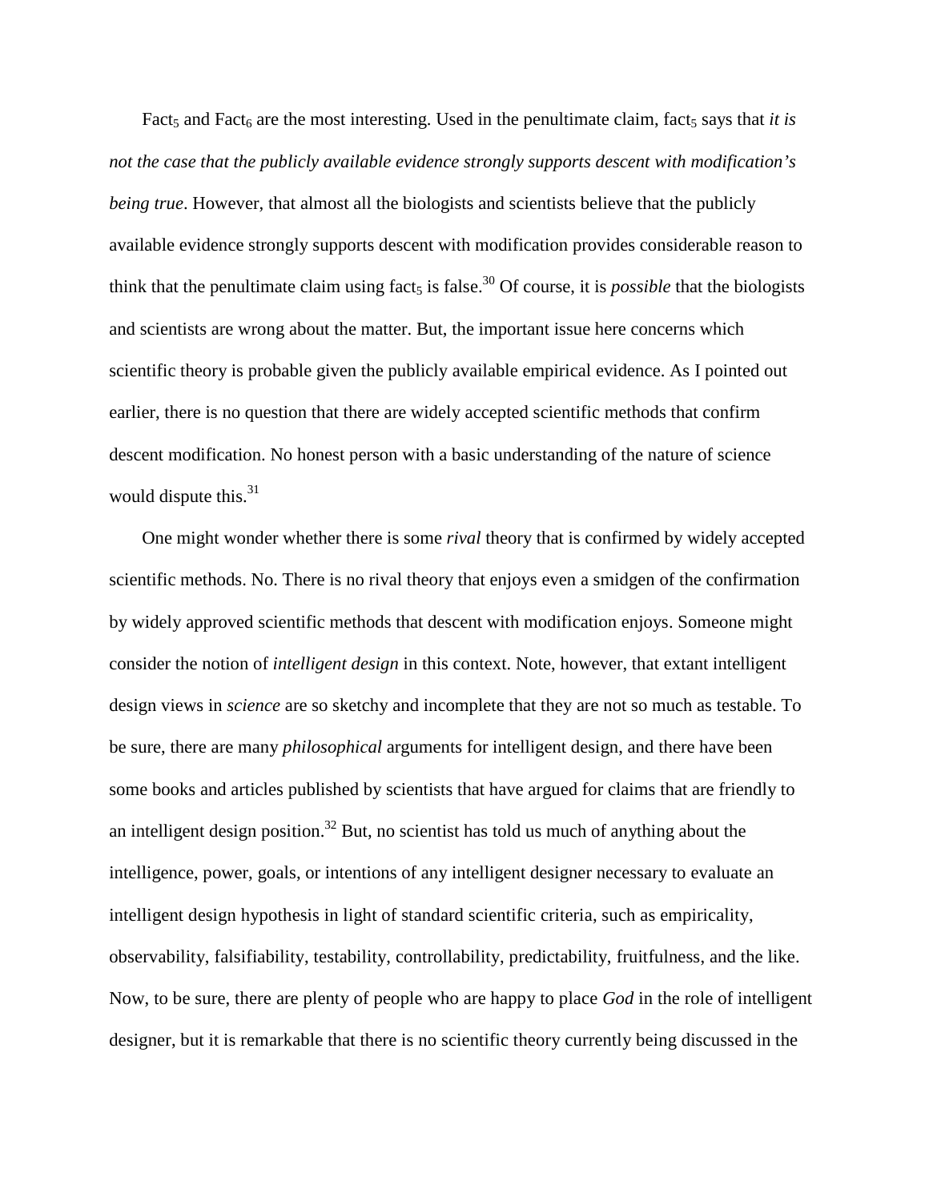Fact$_5$ and Fact$_6$ are the most interesting. Used in the penultimate claim, fact$_5$ says that *it is not the case that the publicly available evidence strongly supports descent with modification's being true*. However, that almost all the biologists and scientists believe that the publicly available evidence strongly supports descent with modification provides considerable reason to think that the penultimate claim using fact$_5$ is false.[30] Of course, it is *possible* that the biologists and scientists are wrong about the matter. But, the important issue here concerns which scientific theory is probable given the publicly available empirical evidence. As I pointed out earlier, there is no question that there are widely accepted scientific methods that confirm descent modification. No honest person with a basic understanding of the nature of science would dispute this.[31]

One might wonder whether there is some *rival* theory that is confirmed by widely accepted scientific methods. No. There is no rival theory that enjoys even a smidgen of the confirmation by widely approved scientific methods that descent with modification enjoys. Someone might consider the notion of *intelligent design* in this context. Note, however, that extant intelligent design views in *science* are so sketchy and incomplete that they are not so much as testable. To be sure, there are many *philosophical* arguments for intelligent design, and there have been some books and articles published by scientists that have argued for claims that are friendly to an intelligent design position.[32] But, no scientist has told us much of anything about the intelligence, power, goals, or intentions of any intelligent designer necessary to evaluate an intelligent design hypothesis in light of standard scientific criteria, such as empiricality, observability, falsifiability, testability, controllability, predictability, fruitfulness, and the like. Now, to be sure, there are plenty of people who are happy to place *God* in the role of intelligent designer, but it is remarkable that there is no scientific theory currently being discussed in the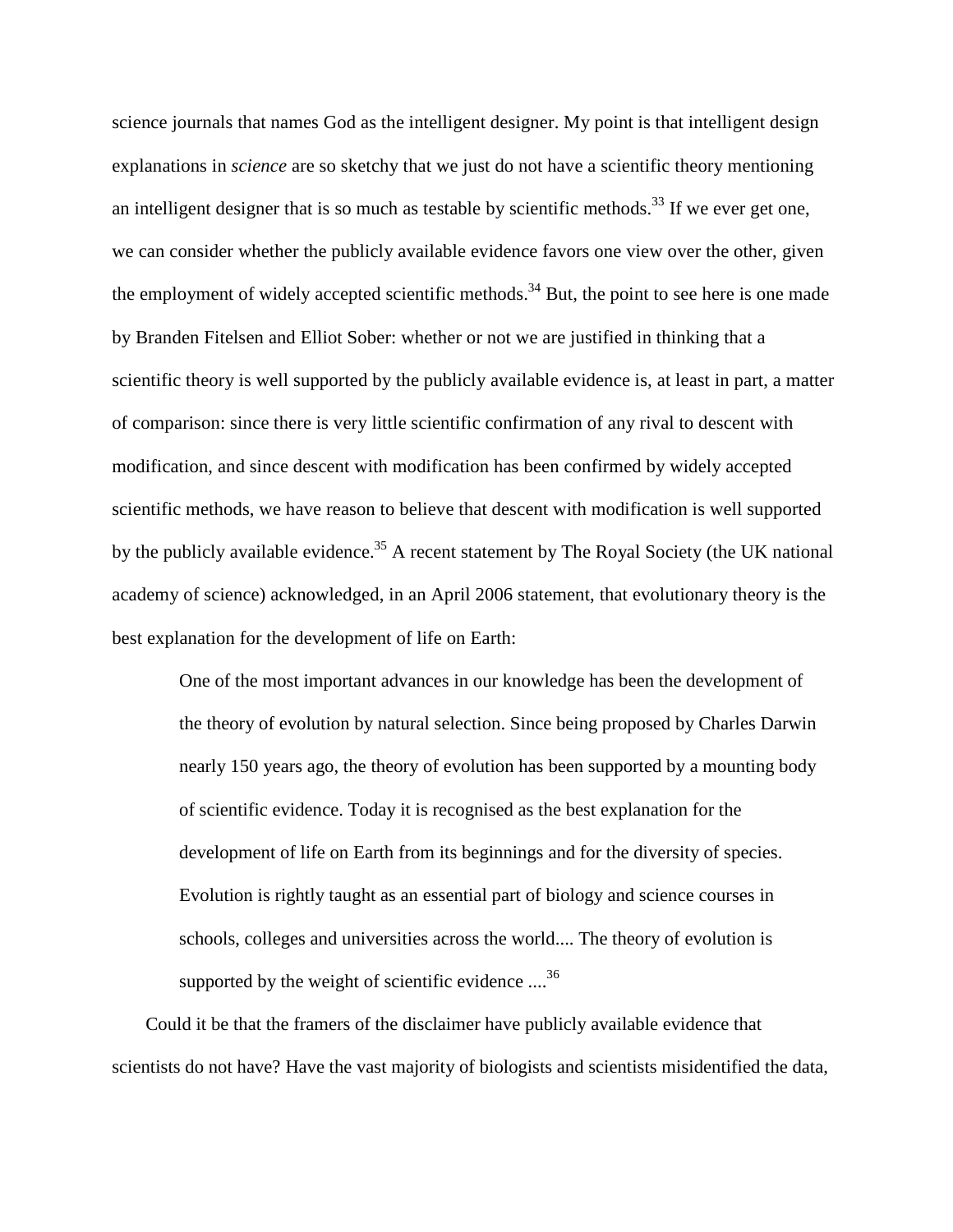science journals that names God as the intelligent designer. My point is that intelligent design explanations in *science* are so sketchy that we just do not have a scientific theory mentioning an intelligent designer that is so much as testable by scientific methods.[33] If we ever get one, we can consider whether the publicly available evidence favors one view over the other, given the employment of widely accepted scientific methods.[34] But, the point to see here is one made by Branden Fitelsen and Elliot Sober: whether or not we are justified in thinking that a scientific theory is well supported by the publicly available evidence is, at least in part, a matter of comparison: since there is very little scientific confirmation of any rival to descent with modification, and since descent with modification has been confirmed by widely accepted scientific methods, we have reason to believe that descent with modification is well supported by the publicly available evidence.[35] A recent statement by The Royal Society (the UK national academy of science) acknowledged, in an April 2006 statement, that evolutionary theory is the best explanation for the development of life on Earth:

> One of the most important advances in our knowledge has been the development of the theory of evolution by natural selection. Since being proposed by Charles Darwin nearly 150 years ago, the theory of evolution has been supported by a mounting body of scientific evidence. Today it is recognised as the best explanation for the development of life on Earth from its beginnings and for the diversity of species. Evolution is rightly taught as an essential part of biology and science courses in schools, colleges and universities across the world.... The theory of evolution is supported by the weight of scientific evidence ....[36]

Could it be that the framers of the disclaimer have publicly available evidence that scientists do not have? Have the vast majority of biologists and scientists misidentified the data,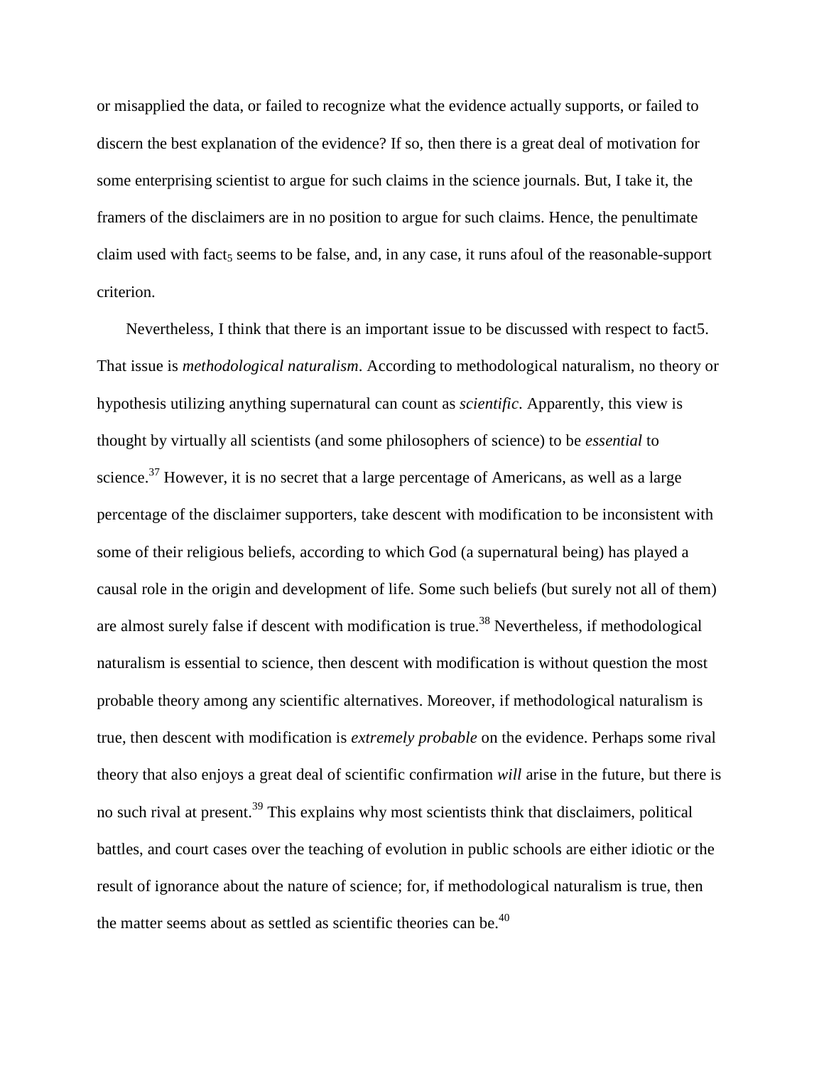or misapplied the data, or failed to recognize what the evidence actually supports, or failed to discern the best explanation of the evidence? If so, then there is a great deal of motivation for some enterprising scientist to argue for such claims in the science journals. But, I take it, the framers of the disclaimers are in no position to argue for such claims. Hence, the penultimate claim used with $fact_5$ seems to be false, and, in any case, it runs afoul of the reasonable-support criterion.

Nevertheless, I think that there is an important issue to be discussed with respect to fact5. That issue is *methodological naturalism*. According to methodological naturalism, no theory or hypothesis utilizing anything supernatural can count as *scientific*. Apparently, this view is thought by virtually all scientists (and some philosophers of science) to be *essential* to science.[37] However, it is no secret that a large percentage of Americans, as well as a large percentage of the disclaimer supporters, take descent with modification to be inconsistent with some of their religious beliefs, according to which God (a supernatural being) has played a causal role in the origin and development of life. Some such beliefs (but surely not all of them) are almost surely false if descent with modification is true.[38] Nevertheless, if methodological naturalism is essential to science, then descent with modification is without question the most probable theory among any scientific alternatives. Moreover, if methodological naturalism is true, then descent with modification is *extremely probable* on the evidence. Perhaps some rival theory that also enjoys a great deal of scientific confirmation *will* arise in the future, but there is no such rival at present.[39] This explains why most scientists think that disclaimers, political battles, and court cases over the teaching of evolution in public schools are either idiotic or the result of ignorance about the nature of science; for, if methodological naturalism is true, then the matter seems about as settled as scientific theories can be.[40]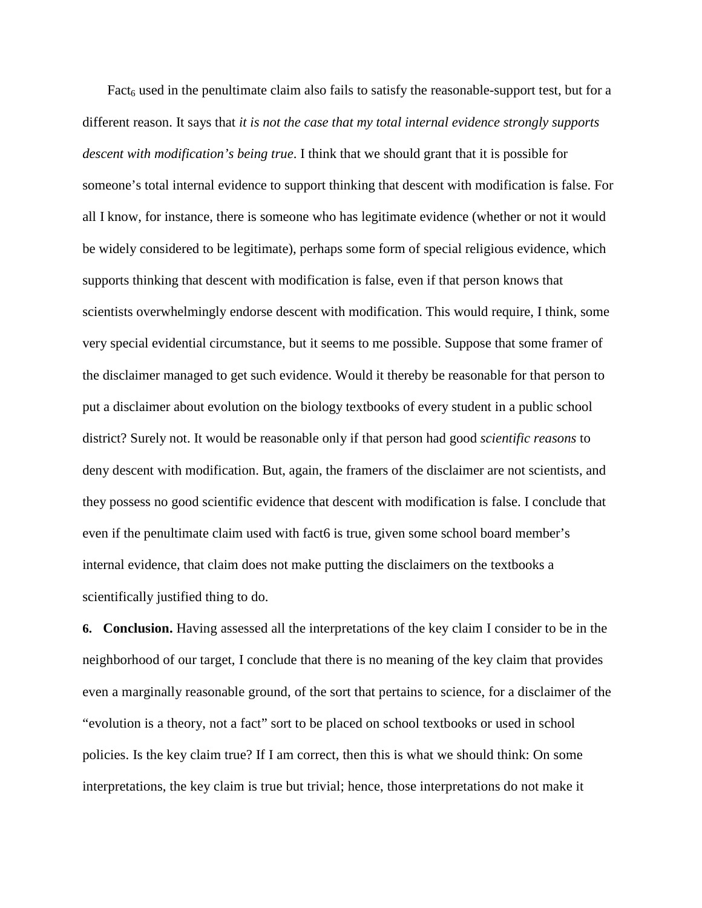Fact$_6$ used in the penultimate claim also fails to satisfy the reasonable-support test, but for a different reason. It says that *it is not the case that my total internal evidence strongly supports descent with modification's being true*. I think that we should grant that it is possible for someone's total internal evidence to support thinking that descent with modification is false. For all I know, for instance, there is someone who has legitimate evidence (whether or not it would be widely considered to be legitimate), perhaps some form of special religious evidence, which supports thinking that descent with modification is false, even if that person knows that scientists overwhelmingly endorse descent with modification. This would require, I think, some very special evidential circumstance, but it seems to me possible. Suppose that some framer of the disclaimer managed to get such evidence. Would it thereby be reasonable for that person to put a disclaimer about evolution on the biology textbooks of every student in a public school district? Surely not. It would be reasonable only if that person had good *scientific reasons* to deny descent with modification. But, again, the framers of the disclaimer are not scientists, and they possess no good scientific evidence that descent with modification is false. I conclude that even if the penultimate claim used with fact6 is true, given some school board member's internal evidence, that claim does not make putting the disclaimers on the textbooks a scientifically justified thing to do.

**6. Conclusion.** Having assessed all the interpretations of the key claim I consider to be in the neighborhood of our target, I conclude that there is no meaning of the key claim that provides even a marginally reasonable ground, of the sort that pertains to science, for a disclaimer of the "evolution is a theory, not a fact" sort to be placed on school textbooks or used in school policies. Is the key claim true? If I am correct, then this is what we should think: On some interpretations, the key claim is true but trivial; hence, those interpretations do not make it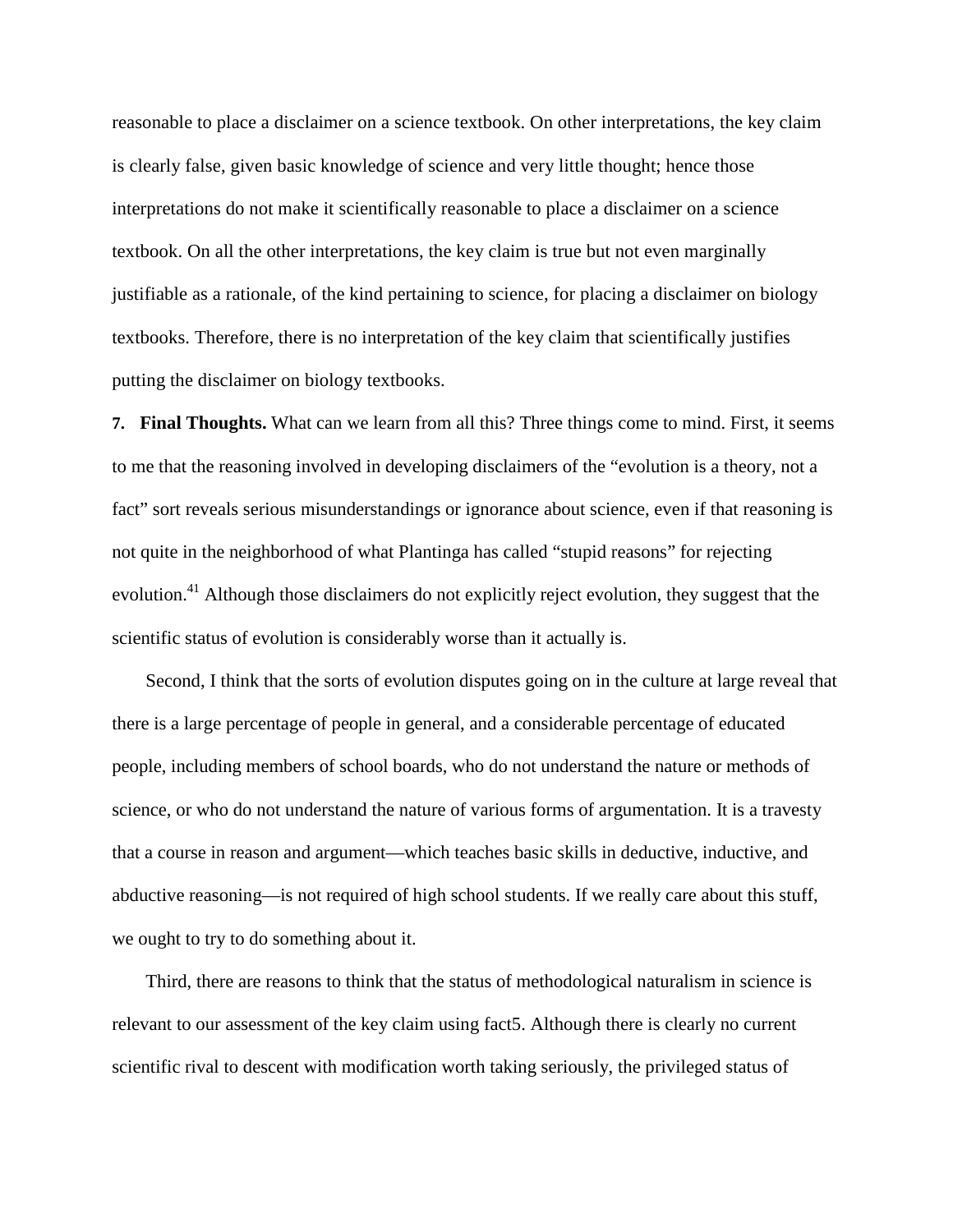reasonable to place a disclaimer on a science textbook. On other interpretations, the key claim is clearly false, given basic knowledge of science and very little thought; hence those interpretations do not make it scientifically reasonable to place a disclaimer on a science textbook. On all the other interpretations, the key claim is true but not even marginally justifiable as a rationale, of the kind pertaining to science, for placing a disclaimer on biology textbooks. Therefore, there is no interpretation of the key claim that scientifically justifies putting the disclaimer on biology textbooks.

**7. Final Thoughts.** What can we learn from all this? Three things come to mind. First, it seems to me that the reasoning involved in developing disclaimers of the "evolution is a theory, not a fact" sort reveals serious misunderstandings or ignorance about science, even if that reasoning is not quite in the neighborhood of what Plantinga has called "stupid reasons" for rejecting evolution.[41] Although those disclaimers do not explicitly reject evolution, they suggest that the scientific status of evolution is considerably worse than it actually is.

Second, I think that the sorts of evolution disputes going on in the culture at large reveal that there is a large percentage of people in general, and a considerable percentage of educated people, including members of school boards, who do not understand the nature or methods of science, or who do not understand the nature of various forms of argumentation. It is a travesty that a course in reason and argument—which teaches basic skills in deductive, inductive, and abductive reasoning—is not required of high school students. If we really care about this stuff, we ought to try to do something about it.

Third, there are reasons to think that the status of methodological naturalism in science is relevant to our assessment of the key claim using fact5. Although there is clearly no current scientific rival to descent with modification worth taking seriously, the privileged status of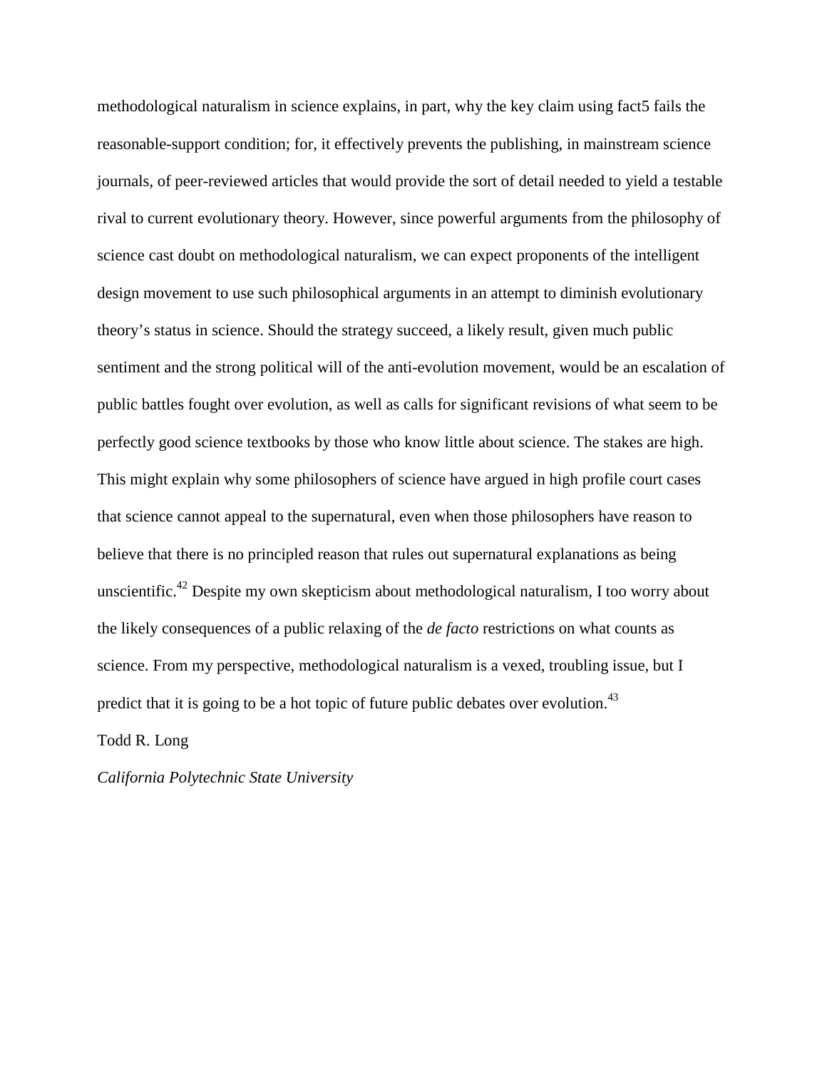methodological naturalism in science explains, in part, why the key claim using fact5 fails the reasonable-support condition; for, it effectively prevents the publishing, in mainstream science journals, of peer-reviewed articles that would provide the sort of detail needed to yield a testable rival to current evolutionary theory. However, since powerful arguments from the philosophy of science cast doubt on methodological naturalism, we can expect proponents of the intelligent design movement to use such philosophical arguments in an attempt to diminish evolutionary theory's status in science. Should the strategy succeed, a likely result, given much public sentiment and the strong political will of the anti-evolution movement, would be an escalation of public battles fought over evolution, as well as calls for significant revisions of what seem to be perfectly good science textbooks by those who know little about science. The stakes are high. This might explain why some philosophers of science have argued in high profile court cases that science cannot appeal to the supernatural, even when those philosophers have reason to believe that there is no principled reason that rules out supernatural explanations as being unscientific.[42] Despite my own skepticism about methodological naturalism, I too worry about the likely consequences of a public relaxing of the *de facto* restrictions on what counts as science. From my perspective, methodological naturalism is a vexed, troubling issue, but I predict that it is going to be a hot topic of future public debates over evolution.[43]

Todd R. Long

*California Polytechnic State University*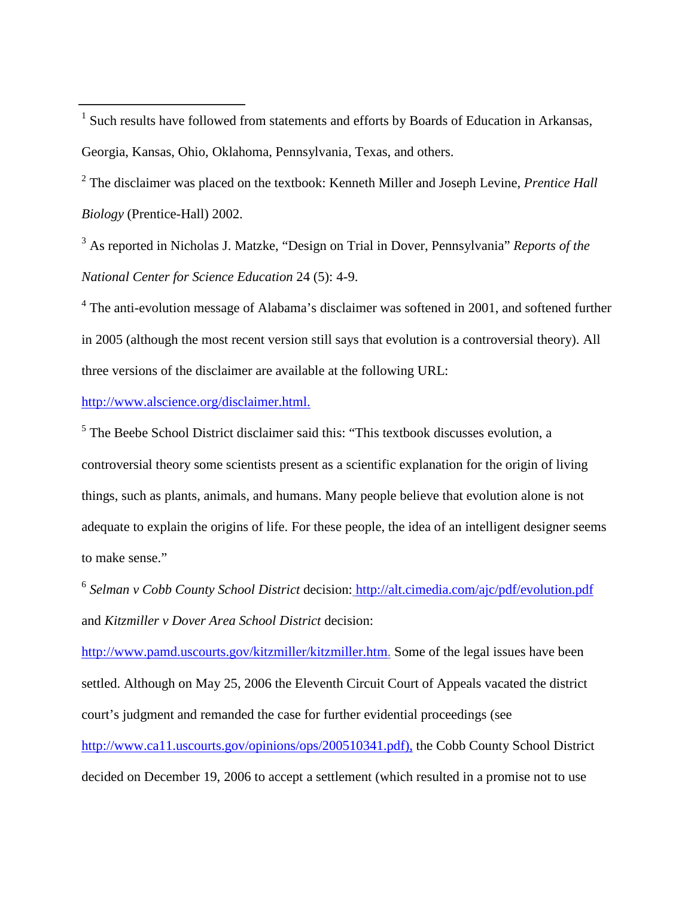[1] Such results have followed from statements and efforts by Boards of Education in Arkansas, Georgia, Kansas, Ohio, Oklahoma, Pennsylvania, Texas, and others.

[2] The disclaimer was placed on the textbook: Kenneth Miller and Joseph Levine, *Prentice Hall Biology* (Prentice-Hall) 2002.

[3] As reported in Nicholas J. Matzke, "Design on Trial in Dover, Pennsylvania" *Reports of the National Center for Science Education* 24 (5): 4-9.

[4] The anti-evolution message of Alabama's disclaimer was softened in 2001, and softened further in 2005 (although the most recent version still says that evolution is a controversial theory). All three versions of the disclaimer are available at the following URL: http://www.alscience.org/disclaimer.html.

[5] The Beebe School District disclaimer said this: "This textbook discusses evolution, a controversial theory some scientists present as a scientific explanation for the origin of living things, such as plants, animals, and humans. Many people believe that evolution alone is not adequate to explain the origins of life. For these people, the idea of an intelligent designer seems to make sense."

[6] *Selman v Cobb County School District* decision: http://alt.cimedia.com/ajc/pdf/evolution.pdf and *Kitzmiller v Dover Area School District* decision: http://www.pamd.uscourts.gov/kitzmiller/kitzmiller.htm. Some of the legal issues have been settled. Although on May 25, 2006 the Eleventh Circuit Court of Appeals vacated the district court's judgment and remanded the case for further evidential proceedings (see http://www.ca11.uscourts.gov/opinions/ops/200510341.pdf), the Cobb County School District decided on December 19, 2006 to accept a settlement (which resulted in a promise not to use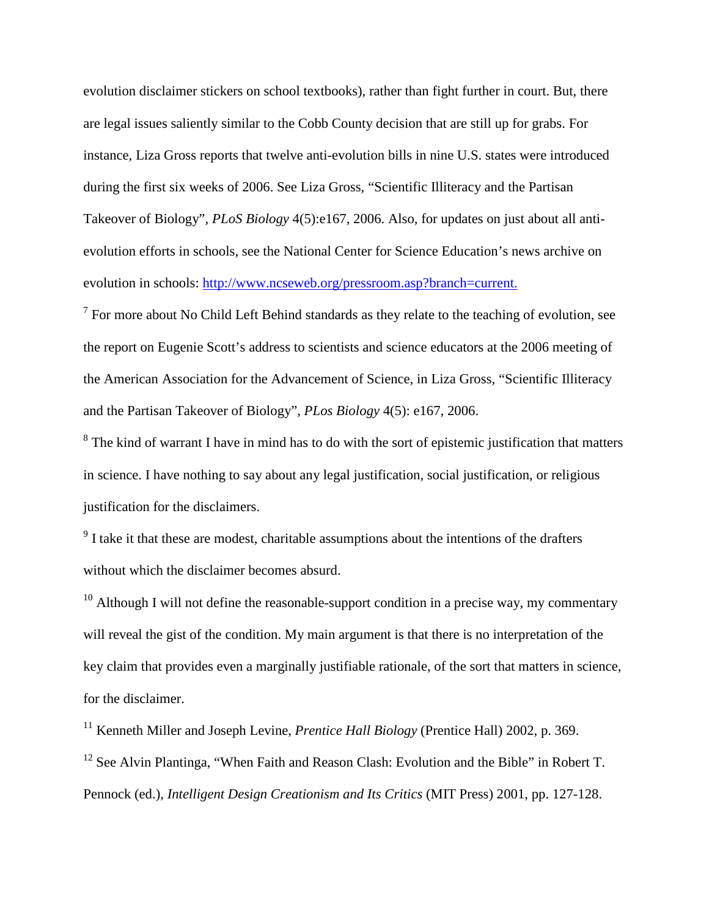evolution disclaimer stickers on school textbooks), rather than fight further in court. But, there are legal issues saliently similar to the Cobb County decision that are still up for grabs. For instance, Liza Gross reports that twelve anti-evolution bills in nine U.S. states were introduced during the first six weeks of 2006. See Liza Gross, "Scientific Illiteracy and the Partisan Takeover of Biology", *PLoS Biology* 4(5):e167, 2006. Also, for updates on just about all anti-evolution efforts in schools, see the National Center for Science Education's news archive on evolution in schools: [http://www.ncseweb.org/pressroom.asp?branch=current.](http://www.ncseweb.org/pressroom.asp?branch=current)

[7] For more about No Child Left Behind standards as they relate to the teaching of evolution, see the report on Eugenie Scott's address to scientists and science educators at the 2006 meeting of the American Association for the Advancement of Science, in Liza Gross, "Scientific Illiteracy and the Partisan Takeover of Biology", *PLos Biology* 4(5): e167, 2006.

[8] The kind of warrant I have in mind has to do with the sort of epistemic justification that matters in science. I have nothing to say about any legal justification, social justification, or religious justification for the disclaimers.

[9] I take it that these are modest, charitable assumptions about the intentions of the drafters without which the disclaimer becomes absurd.

[10] Although I will not define the reasonable-support condition in a precise way, my commentary will reveal the gist of the condition. My main argument is that there is no interpretation of the key claim that provides even a marginally justifiable rationale, of the sort that matters in science, for the disclaimer.

[11] Kenneth Miller and Joseph Levine, *Prentice Hall Biology* (Prentice Hall) 2002, p. 369.

[12] See Alvin Plantinga, "When Faith and Reason Clash: Evolution and the Bible" in Robert T. Pennock (ed.), *Intelligent Design Creationism and Its Critics* (MIT Press) 2001, pp. 127-128.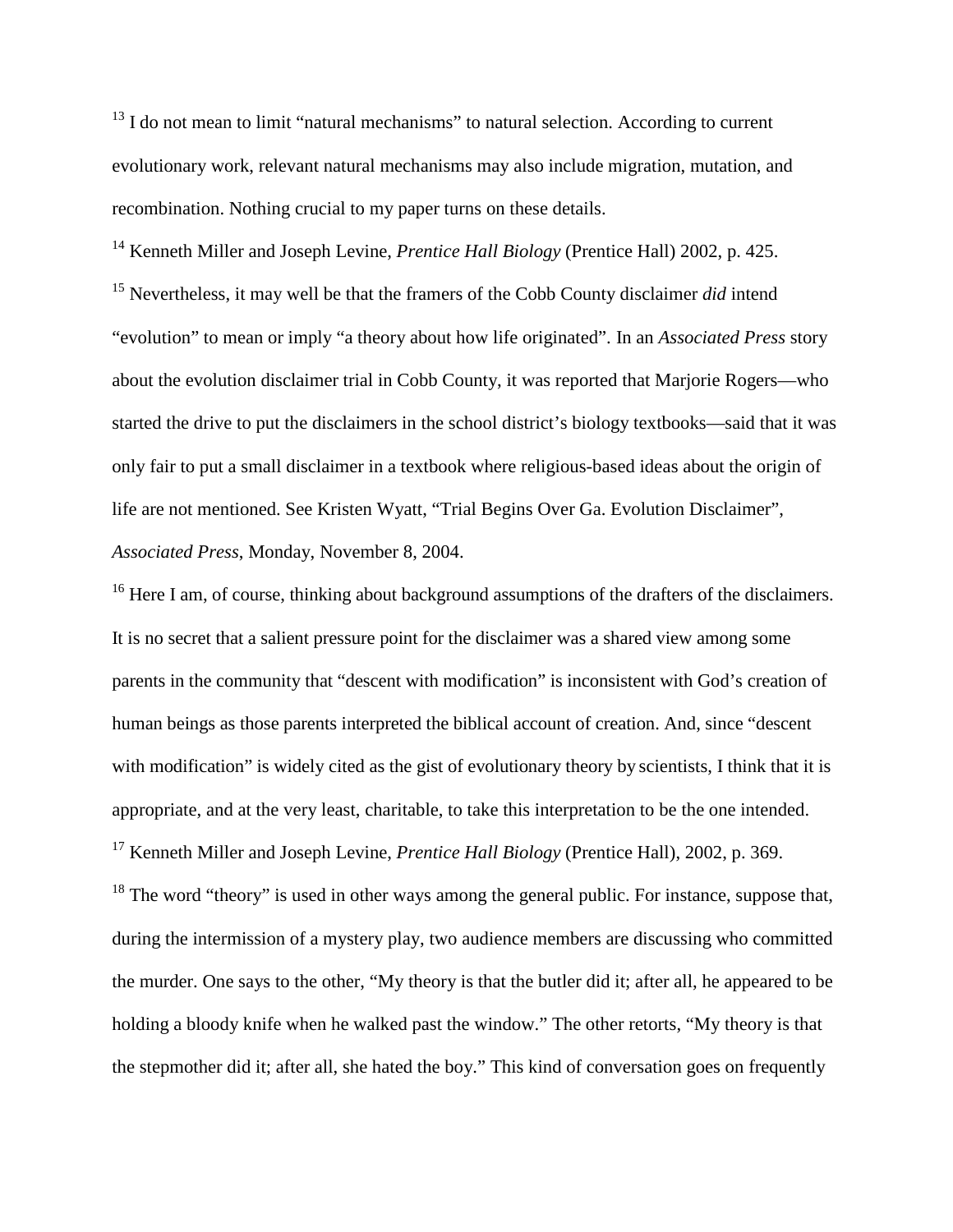[13] I do not mean to limit "natural mechanisms" to natural selection. According to current evolutionary work, relevant natural mechanisms may also include migration, mutation, and recombination. Nothing crucial to my paper turns on these details.

[14] Kenneth Miller and Joseph Levine, *Prentice Hall Biology* (Prentice Hall) 2002, p. 425.

[15] Nevertheless, it may well be that the framers of the Cobb County disclaimer *did* intend "evolution" to mean or imply "a theory about how life originated". In an *Associated Press* story about the evolution disclaimer trial in Cobb County, it was reported that Marjorie Rogers—who started the drive to put the disclaimers in the school district's biology textbooks—said that it was only fair to put a small disclaimer in a textbook where religious-based ideas about the origin of life are not mentioned. See Kristen Wyatt, "Trial Begins Over Ga. Evolution Disclaimer", *Associated Press*, Monday, November 8, 2004.

[16] Here I am, of course, thinking about background assumptions of the drafters of the disclaimers. It is no secret that a salient pressure point for the disclaimer was a shared view among some parents in the community that "descent with modification" is inconsistent with God's creation of human beings as those parents interpreted the biblical account of creation. And, since "descent with modification" is widely cited as the gist of evolutionary theory by scientists, I think that it is appropriate, and at the very least, charitable, to take this interpretation to be the one intended.

[17] Kenneth Miller and Joseph Levine, *Prentice Hall Biology* (Prentice Hall), 2002, p. 369.

[18] The word "theory" is used in other ways among the general public. For instance, suppose that, during the intermission of a mystery play, two audience members are discussing who committed the murder. One says to the other, "My theory is that the butler did it; after all, he appeared to be holding a bloody knife when he walked past the window." The other retorts, "My theory is that the stepmother did it; after all, she hated the boy." This kind of conversation goes on frequently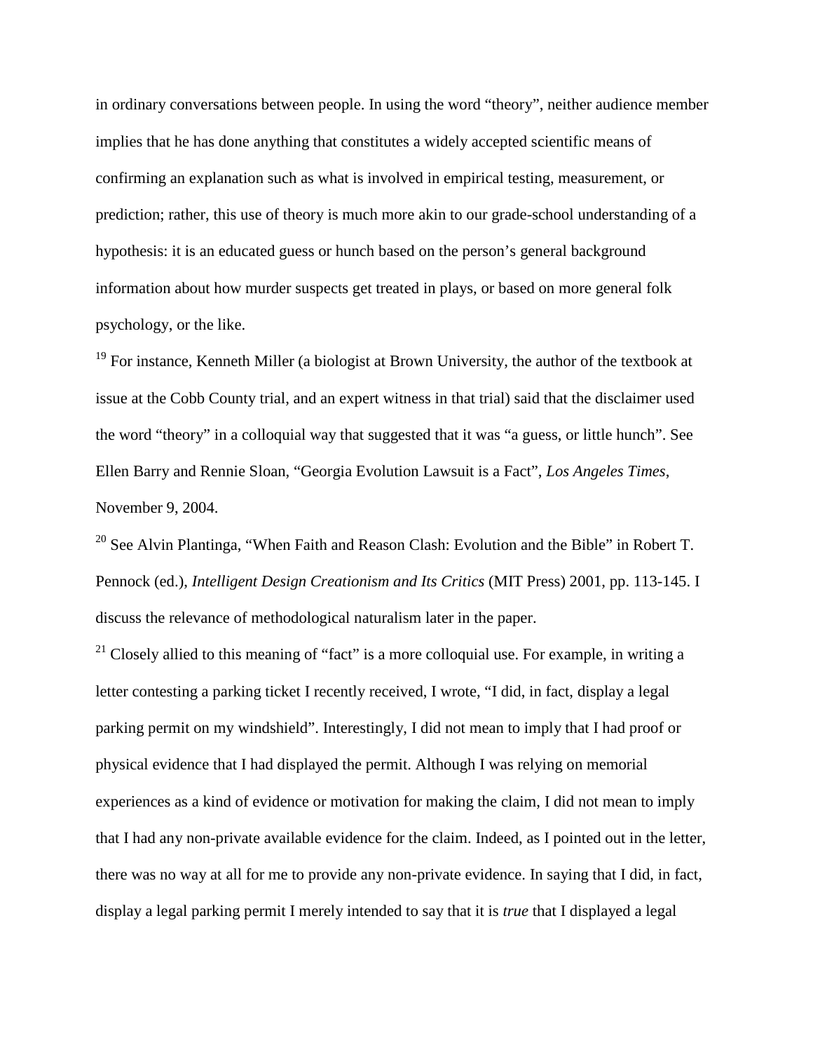in ordinary conversations between people. In using the word "theory", neither audience member implies that he has done anything that constitutes a widely accepted scientific means of confirming an explanation such as what is involved in empirical testing, measurement, or prediction; rather, this use of theory is much more akin to our grade-school understanding of a hypothesis: it is an educated guess or hunch based on the person's general background information about how murder suspects get treated in plays, or based on more general folk psychology, or the like.

[19] For instance, Kenneth Miller (a biologist at Brown University, the author of the textbook at issue at the Cobb County trial, and an expert witness in that trial) said that the disclaimer used the word "theory" in a colloquial way that suggested that it was "a guess, or little hunch". See Ellen Barry and Rennie Sloan, "Georgia Evolution Lawsuit is a Fact", *Los Angeles Times*, November 9, 2004.

[20] See Alvin Plantinga, "When Faith and Reason Clash: Evolution and the Bible" in Robert T. Pennock (ed.), *Intelligent Design Creationism and Its Critics* (MIT Press) 2001, pp. 113-145. I discuss the relevance of methodological naturalism later in the paper.

[21] Closely allied to this meaning of "fact" is a more colloquial use. For example, in writing a letter contesting a parking ticket I recently received, I wrote, "I did, in fact, display a legal parking permit on my windshield". Interestingly, I did not mean to imply that I had proof or physical evidence that I had displayed the permit. Although I was relying on memorial experiences as a kind of evidence or motivation for making the claim, I did not mean to imply that I had any non-private available evidence for the claim. Indeed, as I pointed out in the letter, there was no way at all for me to provide any non-private evidence. In saying that I did, in fact, display a legal parking permit I merely intended to say that it is *true* that I displayed a legal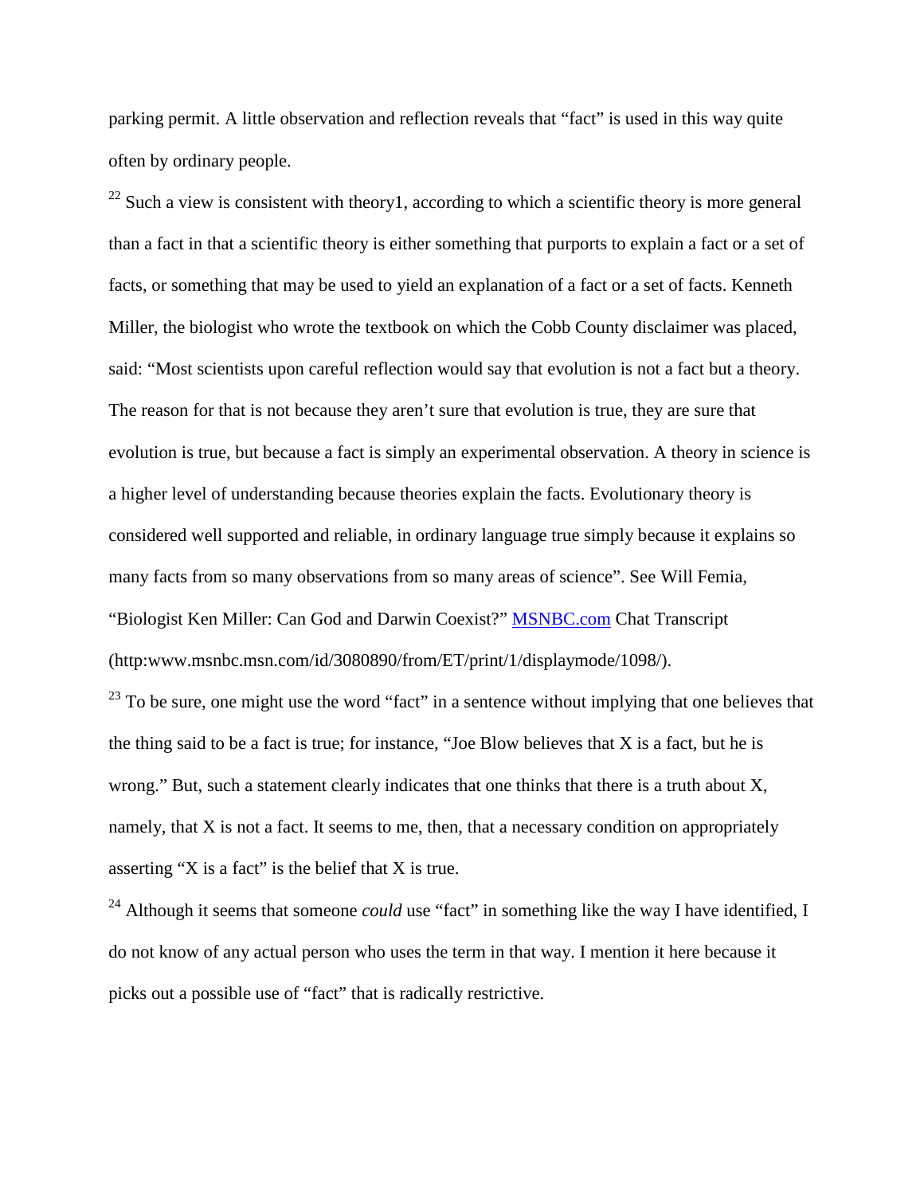parking permit. A little observation and reflection reveals that "fact" is used in this way quite often by ordinary people.

[22] Such a view is consistent with theory1, according to which a scientific theory is more general than a fact in that a scientific theory is either something that purports to explain a fact or a set of facts, or something that may be used to yield an explanation of a fact or a set of facts. Kenneth Miller, the biologist who wrote the textbook on which the Cobb County disclaimer was placed, said: "Most scientists upon careful reflection would say that evolution is not a fact but a theory. The reason for that is not because they aren't sure that evolution is true, they are sure that evolution is true, but because a fact is simply an experimental observation. A theory in science is a higher level of understanding because theories explain the facts. Evolutionary theory is considered well supported and reliable, in ordinary language true simply because it explains so many facts from so many observations from so many areas of science". See Will Femia, "Biologist Ken Miller: Can God and Darwin Coexist?" MSNBC.com Chat Transcript (http:www.msnbc.msn.com/id/3080890/from/ET/print/1/displaymode/1098/).

[23] To be sure, one might use the word "fact" in a sentence without implying that one believes that the thing said to be a fact is true; for instance, "Joe Blow believes that X is a fact, but he is wrong." But, such a statement clearly indicates that one thinks that there is a truth about X, namely, that X is not a fact. It seems to me, then, that a necessary condition on appropriately asserting "X is a fact" is the belief that X is true.

[24] Although it seems that someone *could* use "fact" in something like the way I have identified, I do not know of any actual person who uses the term in that way. I mention it here because it picks out a possible use of "fact" that is radically restrictive.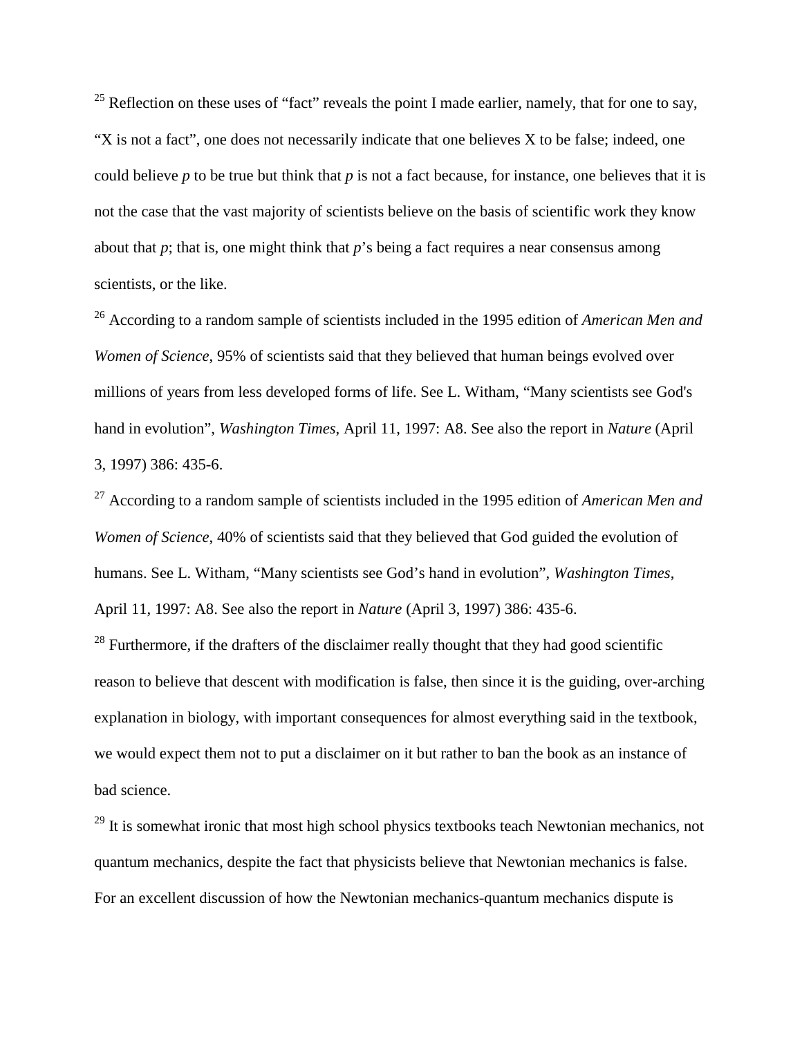[25] Reflection on these uses of "fact" reveals the point I made earlier, namely, that for one to say, "X is not a fact", one does not necessarily indicate that one believes X to be false; indeed, one could believe *p* to be true but think that *p* is not a fact because, for instance, one believes that it is not the case that the vast majority of scientists believe on the basis of scientific work they know about that *p*; that is, one might think that *p*'s being a fact requires a near consensus among scientists, or the like.

[26] According to a random sample of scientists included in the 1995 edition of *American Men and Women of Science*, 95% of scientists said that they believed that human beings evolved over millions of years from less developed forms of life. See L. Witham, "Many scientists see God's hand in evolution", *Washington Times*, April 11, 1997: A8. See also the report in *Nature* (April 3, 1997) 386: 435-6.

[27] According to a random sample of scientists included in the 1995 edition of *American Men and Women of Science*, 40% of scientists said that they believed that God guided the evolution of humans. See L. Witham, "Many scientists see God's hand in evolution", *Washington Times*, April 11, 1997: A8. See also the report in *Nature* (April 3, 1997) 386: 435-6.

[28] Furthermore, if the drafters of the disclaimer really thought that they had good scientific reason to believe that descent with modification is false, then since it is the guiding, over-arching explanation in biology, with important consequences for almost everything said in the textbook, we would expect them not to put a disclaimer on it but rather to ban the book as an instance of bad science.

[29] It is somewhat ironic that most high school physics textbooks teach Newtonian mechanics, not quantum mechanics, despite the fact that physicists believe that Newtonian mechanics is false. For an excellent discussion of how the Newtonian mechanics-quantum mechanics dispute is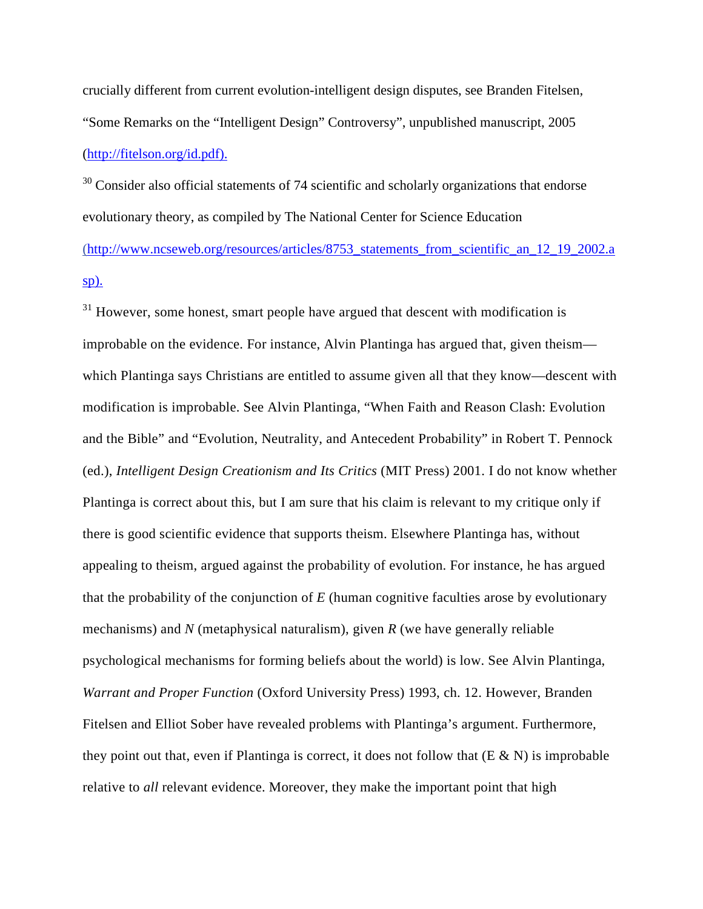crucially different from current evolution-intelligent design disputes, see Branden Fitelsen, “Some Remarks on the “Intelligent Design” Controversy”, unpublished manuscript, 2005 (http://fitelson.org/id.pdf).

[30] Consider also official statements of 74 scientific and scholarly organizations that endorse evolutionary theory, as compiled by The National Center for Science Education (http://www.ncseweb.org/resources/articles/8753_statements_from_scientific_an_12_19_2002.asp).

[31] However, some honest, smart people have argued that descent with modification is improbable on the evidence. For instance, Alvin Plantinga has argued that, given theism—which Plantinga says Christians are entitled to assume given all that they know—descent with modification is improbable. See Alvin Plantinga, “When Faith and Reason Clash: Evolution and the Bible” and “Evolution, Neutrality, and Antecedent Probability” in Robert T. Pennock (ed.), *Intelligent Design Creationism and Its Critics* (MIT Press) 2001. I do not know whether Plantinga is correct about this, but I am sure that his claim is relevant to my critique only if there is good scientific evidence that supports theism. Elsewhere Plantinga has, without appealing to theism, argued against the probability of evolution. For instance, he has argued that the probability of the conjunction of $E$ (human cognitive faculties arose by evolutionary mechanisms) and $N$ (metaphysical naturalism), given $R$ (we have generally reliable psychological mechanisms for forming beliefs about the world) is low. See Alvin Plantinga, *Warrant and Proper Function* (Oxford University Press) 1993, ch. 12. However, Branden Fitelsen and Elliot Sober have revealed problems with Plantinga’s argument. Furthermore, they point out that, even if Plantinga is correct, it does not follow that (E & N) is improbable relative to *all* relevant evidence. Moreover, they make the important point that high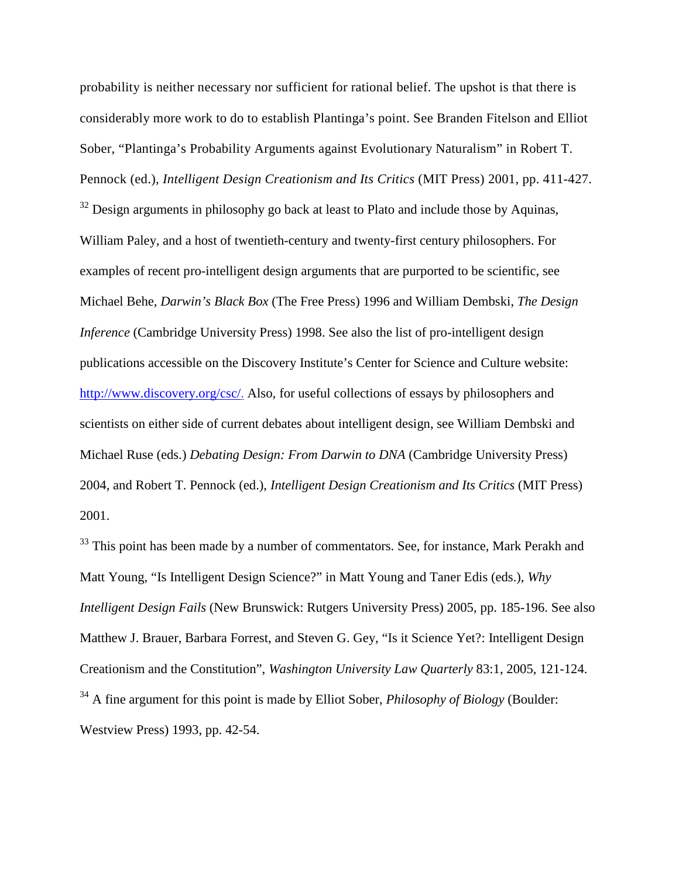probability is neither necessary nor sufficient for rational belief. The upshot is that there is considerably more work to do to establish Plantinga's point. See Branden Fitelson and Elliot Sober, "Plantinga's Probability Arguments against Evolutionary Naturalism" in Robert T. Pennock (ed.), *Intelligent Design Creationism and Its Critics* (MIT Press) 2001, pp. 411-427.

[32] Design arguments in philosophy go back at least to Plato and include those by Aquinas, William Paley, and a host of twentieth-century and twenty-first century philosophers. For examples of recent pro-intelligent design arguments that are purported to be scientific, see Michael Behe, *Darwin's Black Box* (The Free Press) 1996 and William Dembski, *The Design Inference* (Cambridge University Press) 1998. See also the list of pro-intelligent design publications accessible on the Discovery Institute's Center for Science and Culture website: http://www.discovery.org/csc/. Also, for useful collections of essays by philosophers and scientists on either side of current debates about intelligent design, see William Dembski and Michael Ruse (eds.) *Debating Design: From Darwin to DNA* (Cambridge University Press) 2004, and Robert T. Pennock (ed.), *Intelligent Design Creationism and Its Critics* (MIT Press) 2001.

[33] This point has been made by a number of commentators. See, for instance, Mark Perakh and Matt Young, "Is Intelligent Design Science?" in Matt Young and Taner Edis (eds.), *Why Intelligent Design Fails* (New Brunswick: Rutgers University Press) 2005, pp. 185-196. See also Matthew J. Brauer, Barbara Forrest, and Steven G. Gey, "Is it Science Yet?: Intelligent Design Creationism and the Constitution", *Washington University Law Quarterly* 83:1, 2005, 121-124.

[34] A fine argument for this point is made by Elliot Sober, *Philosophy of Biology* (Boulder: Westview Press) 1993, pp. 42-54.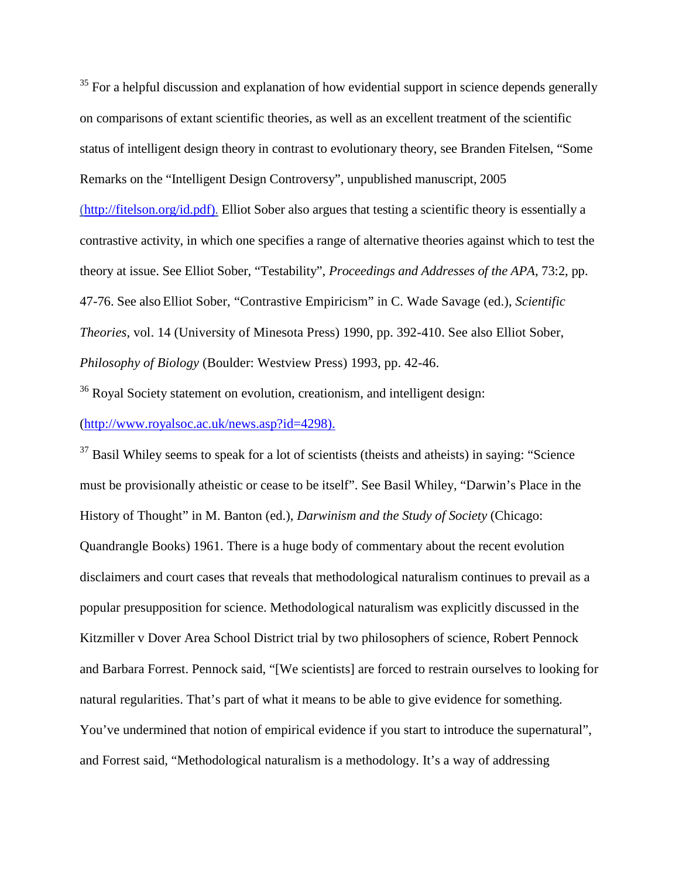[35] For a helpful discussion and explanation of how evidential support in science depends generally on comparisons of extant scientific theories, as well as an excellent treatment of the scientific status of intelligent design theory in contrast to evolutionary theory, see Branden Fitelsen, "Some Remarks on the "Intelligent Design Controversy", unpublished manuscript, 2005 (http://fitelson.org/id.pdf). Elliot Sober also argues that testing a scientific theory is essentially a contrastive activity, in which one specifies a range of alternative theories against which to test the theory at issue. See Elliot Sober, "Testability", *Proceedings and Addresses of the APA*, 73:2, pp. 47-76. See also Elliot Sober, "Contrastive Empiricism" in C. Wade Savage (ed.), *Scientific Theories*, vol. 14 (University of Minesota Press) 1990, pp. 392-410. See also Elliot Sober, *Philosophy of Biology* (Boulder: Westview Press) 1993, pp. 42-46.

[36] Royal Society statement on evolution, creationism, and intelligent design: (http://www.royalsoc.ac.uk/news.asp?id=4298).

[37] Basil Whiley seems to speak for a lot of scientists (theists and atheists) in saying: "Science must be provisionally atheistic or cease to be itself". See Basil Whiley, "Darwin's Place in the History of Thought" in M. Banton (ed.), *Darwinism and the Study of Society* (Chicago: Quandrangle Books) 1961. There is a huge body of commentary about the recent evolution disclaimers and court cases that reveals that methodological naturalism continues to prevail as a popular presupposition for science. Methodological naturalism was explicitly discussed in the Kitzmiller v Dover Area School District trial by two philosophers of science, Robert Pennock and Barbara Forrest. Pennock said, "[We scientists] are forced to restrain ourselves to looking for natural regularities. That's part of what it means to be able to give evidence for something. You've undermined that notion of empirical evidence if you start to introduce the supernatural", and Forrest said, "Methodological naturalism is a methodology. It's a way of addressing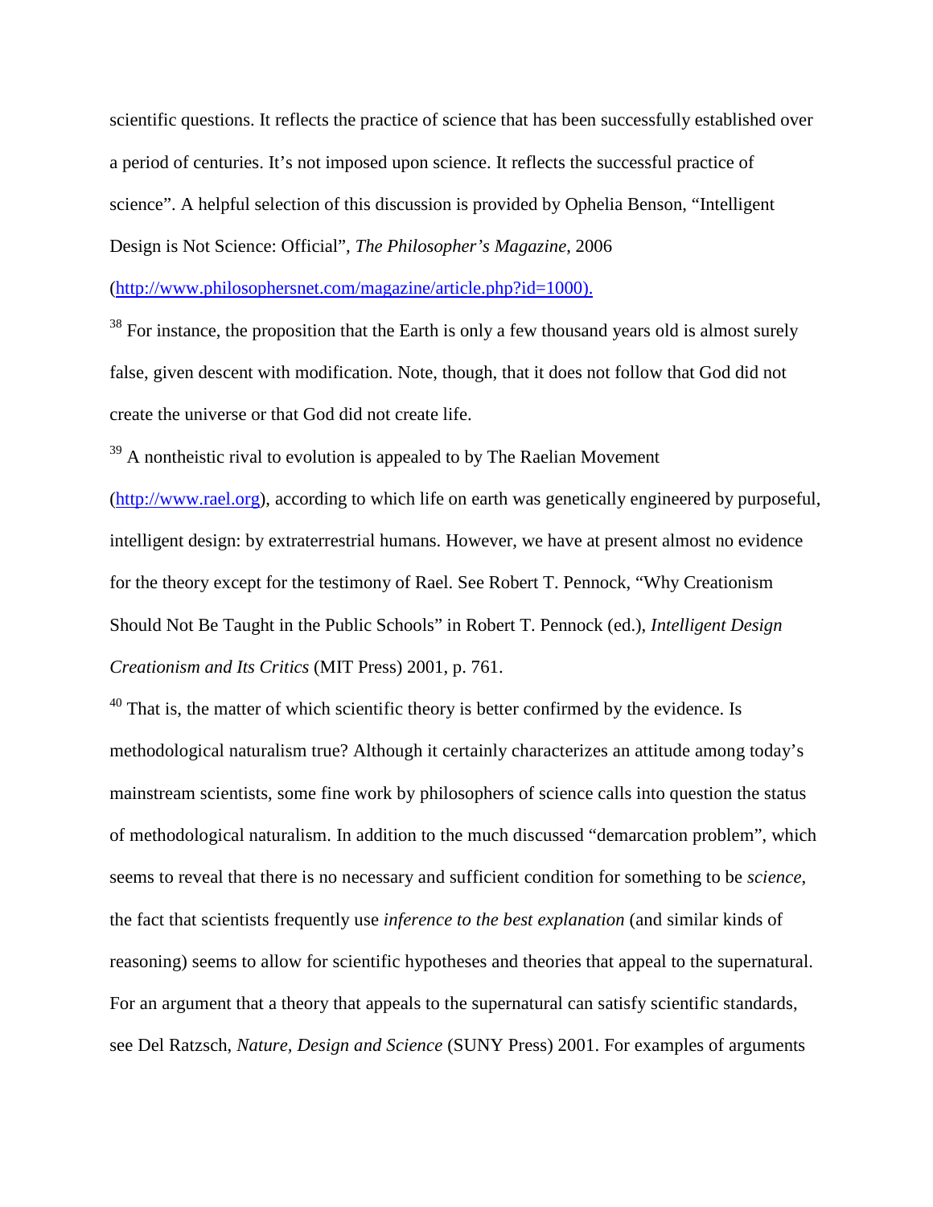scientific questions. It reflects the practice of science that has been successfully established over a period of centuries. It's not imposed upon science. It reflects the successful practice of science". A helpful selection of this discussion is provided by Ophelia Benson, "Intelligent Design is Not Science: Official", *The Philosopher's Magazine*, 2006 (http://www.philosophersnet.com/magazine/article.php?id=1000).

[38] For instance, the proposition that the Earth is only a few thousand years old is almost surely false, given descent with modification. Note, though, that it does not follow that God did not create the universe or that God did not create life.

[39] A nontheistic rival to evolution is appealed to by The Raelian Movement (http://www.rael.org), according to which life on earth was genetically engineered by purposeful, intelligent design: by extraterrestrial humans. However, we have at present almost no evidence for the theory except for the testimony of Rael. See Robert T. Pennock, "Why Creationism Should Not Be Taught in the Public Schools" in Robert T. Pennock (ed.), *Intelligent Design Creationism and Its Critics* (MIT Press) 2001, p. 761.

[40] That is, the matter of which scientific theory is better confirmed by the evidence. Is methodological naturalism true? Although it certainly characterizes an attitude among today's mainstream scientists, some fine work by philosophers of science calls into question the status of methodological naturalism. In addition to the much discussed "demarcation problem", which seems to reveal that there is no necessary and sufficient condition for something to be *science*, the fact that scientists frequently use *inference to the best explanation* (and similar kinds of reasoning) seems to allow for scientific hypotheses and theories that appeal to the supernatural. For an argument that a theory that appeals to the supernatural can satisfy scientific standards, see Del Ratzsch, *Nature, Design and Science* (SUNY Press) 2001. For examples of arguments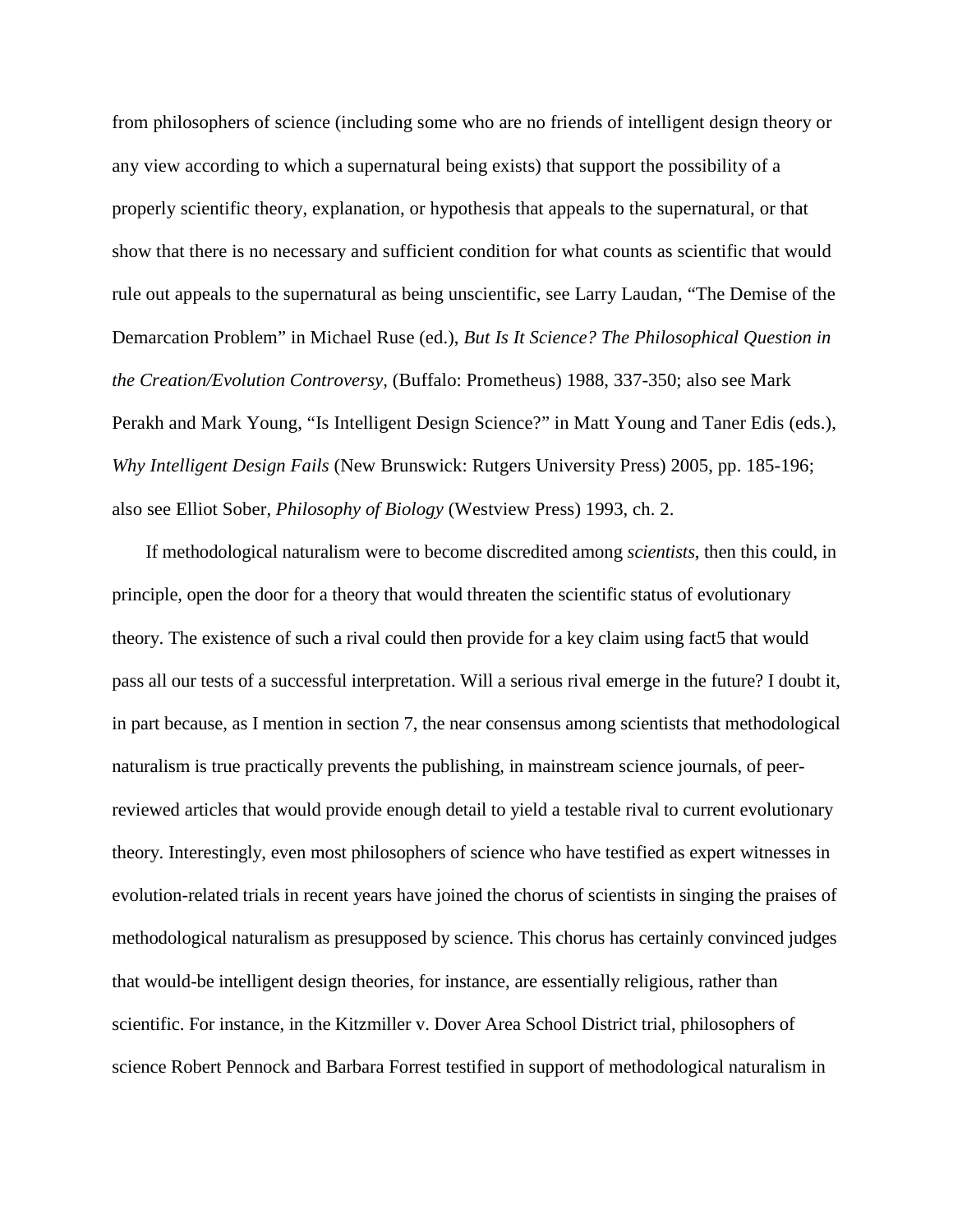from philosophers of science (including some who are no friends of intelligent design theory or any view according to which a supernatural being exists) that support the possibility of a properly scientific theory, explanation, or hypothesis that appeals to the supernatural, or that show that there is no necessary and sufficient condition for what counts as scientific that would rule out appeals to the supernatural as being unscientific, see Larry Laudan, "The Demise of the Demarcation Problem" in Michael Ruse (ed.), *But Is It Science? The Philosophical Question in the Creation/Evolution Controversy*, (Buffalo: Prometheus) 1988, 337-350; also see Mark Perakh and Mark Young, "Is Intelligent Design Science?" in Matt Young and Taner Edis (eds.), *Why Intelligent Design Fails* (New Brunswick: Rutgers University Press) 2005, pp. 185-196; also see Elliot Sober, *Philosophy of Biology* (Westview Press) 1993, ch. 2.

If methodological naturalism were to become discredited among *scientists*, then this could, in principle, open the door for a theory that would threaten the scientific status of evolutionary theory. The existence of such a rival could then provide for a key claim using fact5 that would pass all our tests of a successful interpretation. Will a serious rival emerge in the future? I doubt it, in part because, as I mention in section 7, the near consensus among scientists that methodological naturalism is true practically prevents the publishing, in mainstream science journals, of peer-reviewed articles that would provide enough detail to yield a testable rival to current evolutionary theory. Interestingly, even most philosophers of science who have testified as expert witnesses in evolution-related trials in recent years have joined the chorus of scientists in singing the praises of methodological naturalism as presupposed by science. This chorus has certainly convinced judges that would-be intelligent design theories, for instance, are essentially religious, rather than scientific. For instance, in the Kitzmiller v. Dover Area School District trial, philosophers of science Robert Pennock and Barbara Forrest testified in support of methodological naturalism in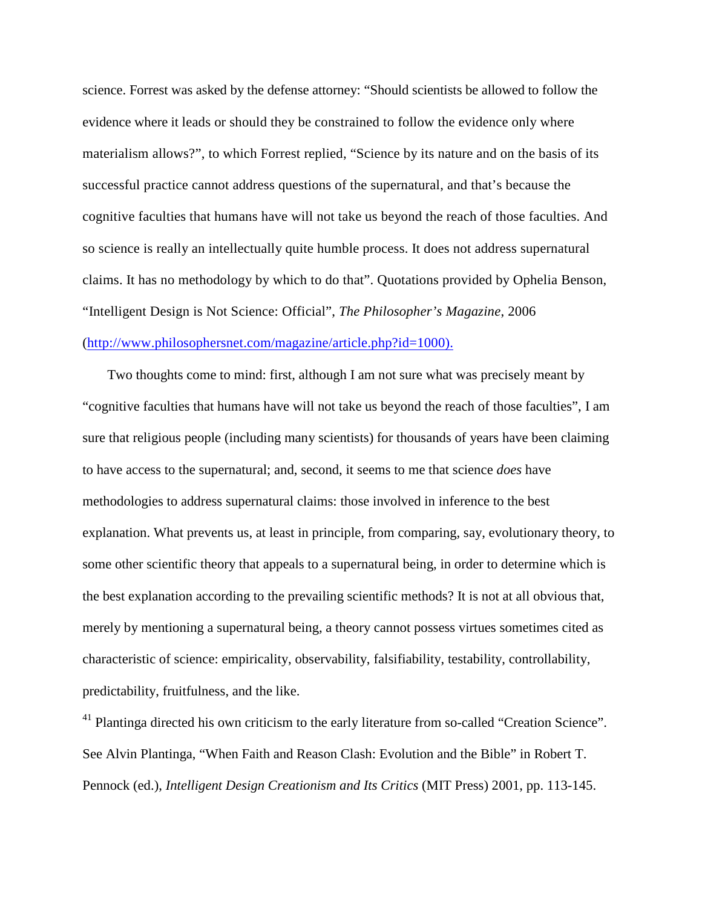science. Forrest was asked by the defense attorney: "Should scientists be allowed to follow the evidence where it leads or should they be constrained to follow the evidence only where materialism allows?", to which Forrest replied, "Science by its nature and on the basis of its successful practice cannot address questions of the supernatural, and that's because the cognitive faculties that humans have will not take us beyond the reach of those faculties. And so science is really an intellectually quite humble process. It does not address supernatural claims. It has no methodology by which to do that". Quotations provided by Ophelia Benson, "Intelligent Design is Not Science: Official", *The Philosopher's Magazine*, 2006 (http://www.philosophersnet.com/magazine/article.php?id=1000).

Two thoughts come to mind: first, although I am not sure what was precisely meant by "cognitive faculties that humans have will not take us beyond the reach of those faculties", I am sure that religious people (including many scientists) for thousands of years have been claiming to have access to the supernatural; and, second, it seems to me that science *does* have methodologies to address supernatural claims: those involved in inference to the best explanation. What prevents us, at least in principle, from comparing, say, evolutionary theory, to some other scientific theory that appeals to a supernatural being, in order to determine which is the best explanation according to the prevailing scientific methods? It is not at all obvious that, merely by mentioning a supernatural being, a theory cannot possess virtues sometimes cited as characteristic of science: empiricality, observability, falsifiability, testability, controllability, predictability, fruitfulness, and the like.

[41] Plantinga directed his own criticism to the early literature from so-called "Creation Science". See Alvin Plantinga, "When Faith and Reason Clash: Evolution and the Bible" in Robert T. Pennock (ed.), *Intelligent Design Creationism and Its Critics* (MIT Press) 2001, pp. 113-145.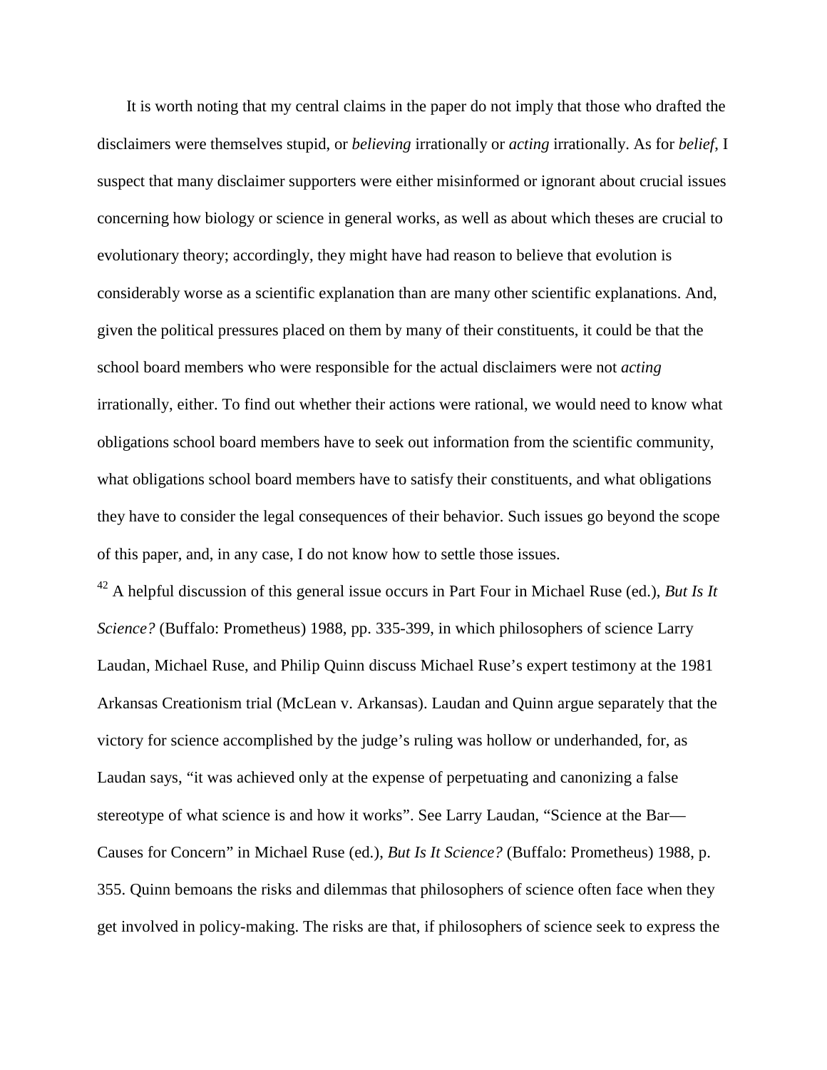It is worth noting that my central claims in the paper do not imply that those who drafted the disclaimers were themselves stupid, or *believing* irrationally or *acting* irrationally. As for *belief*, I suspect that many disclaimer supporters were either misinformed or ignorant about crucial issues concerning how biology or science in general works, as well as about which theses are crucial to evolutionary theory; accordingly, they might have had reason to believe that evolution is considerably worse as a scientific explanation than are many other scientific explanations. And, given the political pressures placed on them by many of their constituents, it could be that the school board members who were responsible for the actual disclaimers were not *acting* irrationally, either. To find out whether their actions were rational, we would need to know what obligations school board members have to seek out information from the scientific community, what obligations school board members have to satisfy their constituents, and what obligations they have to consider the legal consequences of their behavior. Such issues go beyond the scope of this paper, and, in any case, I do not know how to settle those issues.

[42] A helpful discussion of this general issue occurs in Part Four in Michael Ruse (ed.), *But Is It Science?* (Buffalo: Prometheus) 1988, pp. 335-399, in which philosophers of science Larry Laudan, Michael Ruse, and Philip Quinn discuss Michael Ruse's expert testimony at the 1981 Arkansas Creationism trial (McLean v. Arkansas). Laudan and Quinn argue separately that the victory for science accomplished by the judge's ruling was hollow or underhanded, for, as Laudan says, "it was achieved only at the expense of perpetuating and canonizing a false stereotype of what science is and how it works". See Larry Laudan, "Science at the Bar—Causes for Concern" in Michael Ruse (ed.), *But Is It Science?* (Buffalo: Prometheus) 1988, p. 355. Quinn bemoans the risks and dilemmas that philosophers of science often face when they get involved in policy-making. The risks are that, if philosophers of science seek to express the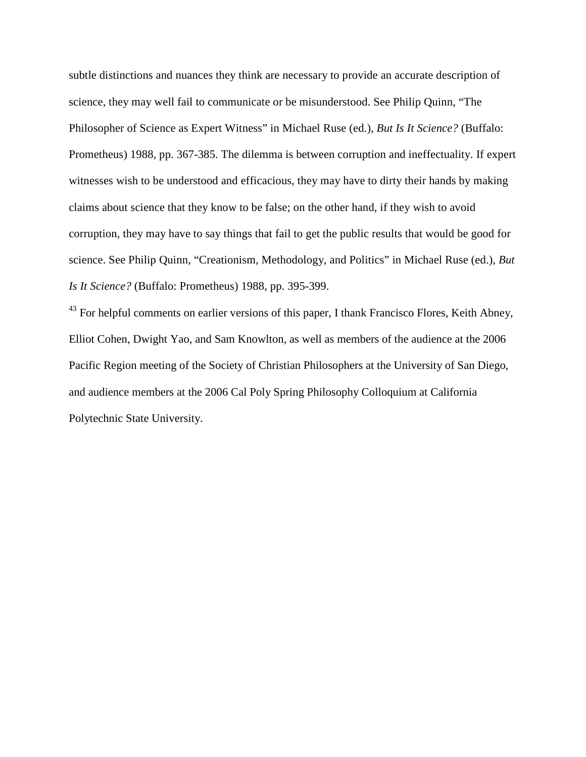subtle distinctions and nuances they think are necessary to provide an accurate description of science, they may well fail to communicate or be misunderstood. See Philip Quinn, "The Philosopher of Science as Expert Witness" in Michael Ruse (ed.), *But Is It Science?* (Buffalo: Prometheus) 1988, pp. 367-385. The dilemma is between corruption and ineffectuality. If expert witnesses wish to be understood and efficacious, they may have to dirty their hands by making claims about science that they know to be false; on the other hand, if they wish to avoid corruption, they may have to say things that fail to get the public results that would be good for science. See Philip Quinn, "Creationism, Methodology, and Politics" in Michael Ruse (ed.), *But Is It Science?* (Buffalo: Prometheus) 1988, pp. 395-399.

[43] For helpful comments on earlier versions of this paper, I thank Francisco Flores, Keith Abney, Elliot Cohen, Dwight Yao, and Sam Knowlton, as well as members of the audience at the 2006 Pacific Region meeting of the Society of Christian Philosophers at the University of San Diego, and audience members at the 2006 Cal Poly Spring Philosophy Colloquium at California Polytechnic State University.